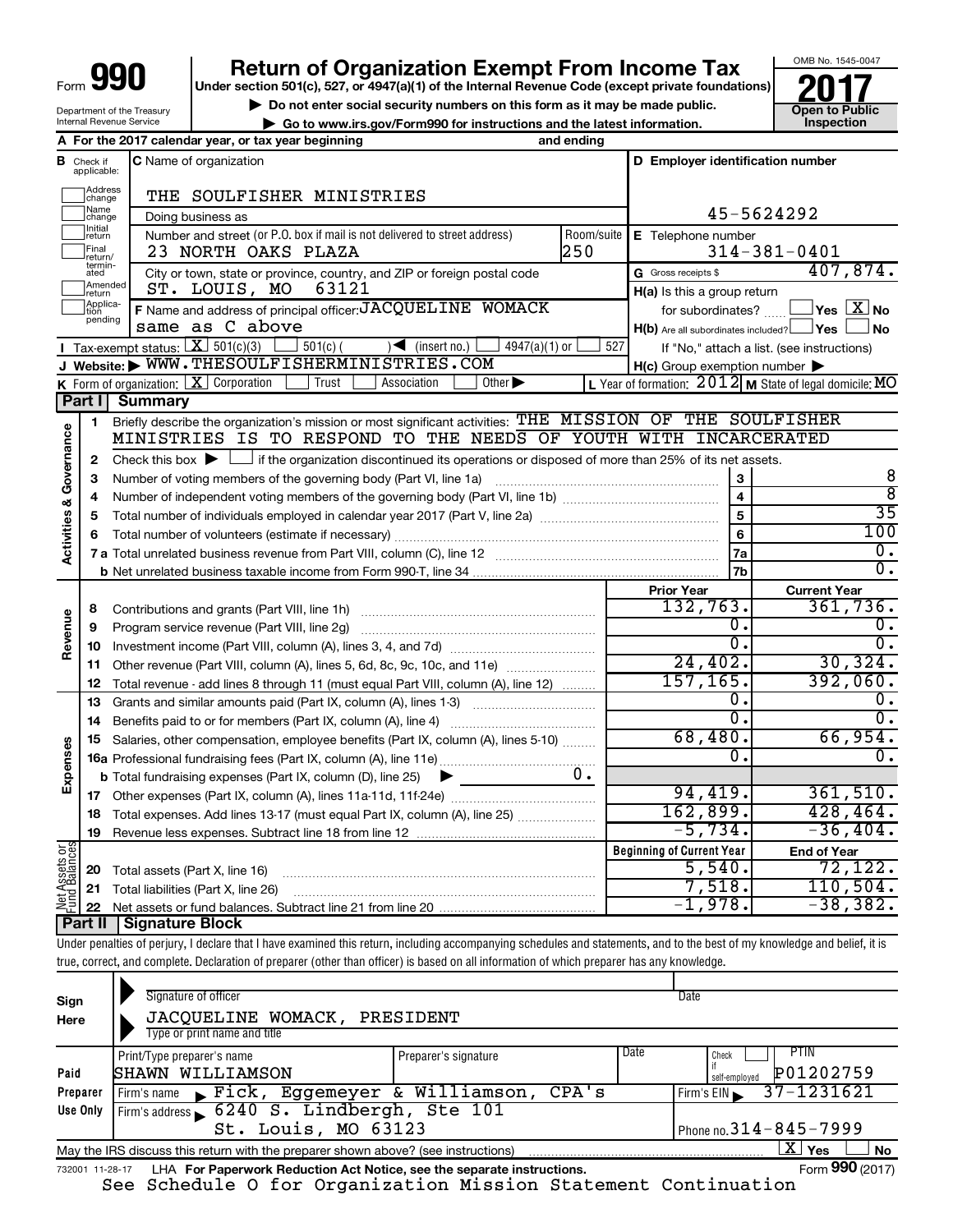Form **990**

# Return of Organization Exempt From Income Tax

**Under section 501(c), 527, or 4947(a)(1) of the Internal Revenue Code (except private foundations)**

▶ Do not enter social security numbers on this form as it may be made public.

▶ Go to www.irs.gov/Form990 for instructions and the latest information.

Department of the Treasury
Internal Revenue Service

OMB No. 1545-0047

**2017**

**Open to Public Inspection**

**A** For the 2017 calendar year, or tax year beginning and ending

**B** Check if applicable: Address change, Name change, Initial return, Final return/terminated, Amended return, Application pending

**C** Name of organization: THE SOULFISHER MINISTRIES

Doing business as

Number and street (or P.O. box if mail is not delivered to street address): 23 NORTH OAKS PLAZA — Room/suite: 250

City or town, state or province, country, and ZIP or foreign postal code: ST. LOUIS, MO 63121

**D** Employer identification number: 45-5624292

**E** Telephone number: 314-381-0401

**G** Gross receipts $ 407,874.

**F** Name and address of principal officer: JACQUELINE WOMACK, same as C above

**H(a)** Is this a group return for subordinates? Yes [ ] No [X]

**H(b)** Are all subordinates included? Yes [ ] No [ ]

If "No," attach a list. (see instructions)

**H(c)** Group exemption number ▶

**I** Tax-exempt status: [X] 501(c)(3) [ ] 501(c) ( ) ◀ (insert no.) [ ] 4947(a)(1) or [ ] 527

**J** Website: ▶ WWW.THESOULFISHERMINISTRIES.COM

**K** Form of organization: [X] Corporation [ ] Trust [ ] Association [ ] Other ▶

**L** Year of formation: 2012 **M** State of legal domicile: MO

## Part I Summary

**Activities & Governance**

1. Briefly describe the organization's mission or most significant activities: THE MISSION OF THE SOULFISHER MINISTRIES IS TO RESPOND TO THE NEEDS OF YOUTH WITH INCARCERATED
2. Check this box ▶ [ ] if the organization discontinued its operations or disposed of more than 25% of its net assets.

| | | | |
|---|---|---|---|
| 3 | Number of voting members of the governing body (Part VI, line 1a) | 3 | 8 |
| 4 | Number of independent voting members of the governing body (Part VI, line 1b) | 4 | 8 |
| 5 | Total number of individuals employed in calendar year 2017 (Part V, line 2a) | 5 | 35 |
| 6 | Total number of volunteers (estimate if necessary) | 6 | 100 |
| 7a | Total unrelated business revenue from Part VIII, column (C), line 12 | 7a | 0. |
| b | Net unrelated business taxable income from Form 990-T, line 34 | 7b | 0. |

| | | Prior Year | Current Year |
|---|---|---|---|
| **Revenue** | | | |
| 8 | Contributions and grants (Part VIII, line 1h) | 132,763. | 361,736. |
| 9 | Program service revenue (Part VIII, line 2g) | 0. | 0. |
| 10 | Investment income (Part VIII, column (A), lines 3, 4, and 7d) | 0. | 0. |
| 11 | Other revenue (Part VIII, column (A), lines 5, 6d, 8c, 9c, 10c, and 11e) | 24,402. | 30,324. |
| 12 | Total revenue - add lines 8 through 11 (must equal Part VIII, column (A), line 12) | 157,165. | 392,060. |
| **Expenses** | | | |
| 13 | Grants and similar amounts paid (Part IX, column (A), lines 1-3) | 0. | 0. |
| 14 | Benefits paid to or for members (Part IX, column (A), line 4) | 0. | 0. |
| 15 | Salaries, other compensation, employee benefits (Part IX, column (A), lines 5-10) | 68,480. | 66,954. |
| 16a | Professional fundraising fees (Part IX, column (A), line 11e) | 0. | 0. |
| b | Total fundraising expenses (Part IX, column (D), line 25) ▶ 0. | | |
| 17 | Other expenses (Part IX, column (A), lines 11a-11d, 11f-24e) | 94,419. | 361,510. |
| 18 | Total expenses. Add lines 13-17 (must equal Part IX, column (A), line 25) | 162,899. | 428,464. |
| 19 | Revenue less expenses. Subtract line 18 from line 12 | -5,734. | -36,404. |
| **Net Assets or Fund Balances** | | **Beginning of Current Year** | **End of Year** |
| 20 | Total assets (Part X, line 16) | 5,540. | 72,122. |
| 21 | Total liabilities (Part X, line 26) | 7,518. | 110,504. |
| 22 | Net assets or fund balances. Subtract line 21 from line 20 | -1,978. | -38,382. |

## Part II Signature Block

Under penalties of perjury, I declare that I have examined this return, including accompanying schedules and statements, and to the best of my knowledge and belief, it is true, correct, and complete. Declaration of preparer (other than officer) is based on all information of which preparer has any knowledge.

**Sign Here**

Signature of officer — Date

JACQUELINE WOMACK, PRESIDENT
Type or print name and title

**Paid Preparer Use Only**

| Print/Type preparer's name | Preparer's signature | Date | Check if self-employed | PTIN |
|---|---|---|---|---|
| SHAWN WILLIAMSON | | | | P01202759 |

Firm's name ▶ Fick, Eggemeyer & Williamson, CPA's — Firm's EIN ▶ 37-1231621

Firm's address ▶ 6240 S. Lindbergh, Ste 101, St. Louis, MO 63123 — Phone no. 314-845-7999

May the IRS discuss this return with the preparer shown above? (see instructions) [X] Yes [ ] No

732001 11-28-17 LHA For Paperwork Reduction Act Notice, see the separate instructions. Form **990** (2017)

See Schedule O for Organization Mission Statement Continuation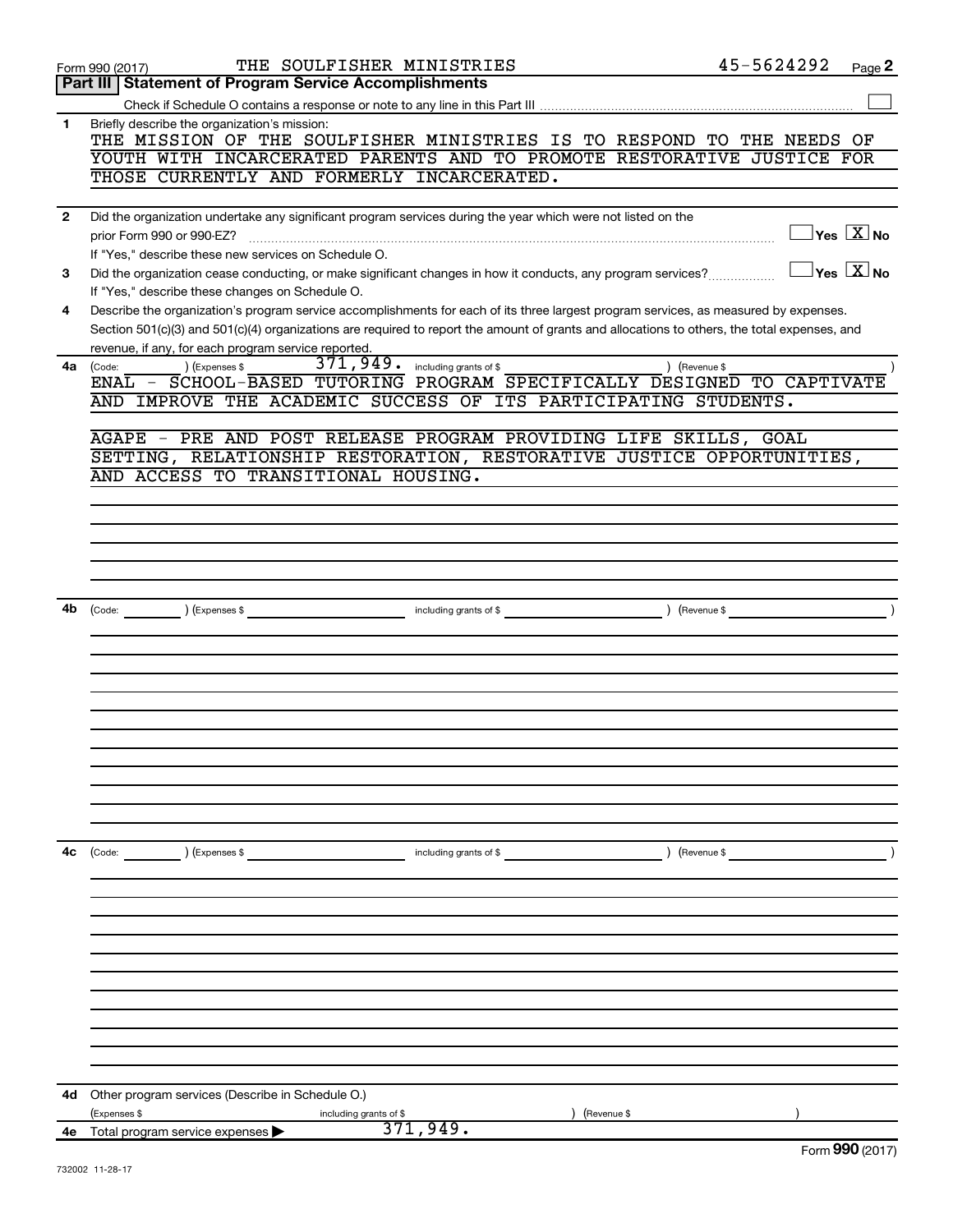Form 990 (2017) THE SOULFISHER MINISTRIES 45-5624292

## Part III | Statement of Program Service Accomplishments

Check if Schedule O contains a response or note to any line in this Part III ☐

**1** Briefly describe the organization's mission:

THE MISSION OF THE SOULFISHER MINISTRIES IS TO RESPOND TO THE NEEDS OF YOUTH WITH INCARCERATED PARENTS AND TO PROMOTE RESTORATIVE JUSTICE FOR THOSE CURRENTLY AND FORMERLY INCARCERATED.

**2** Did the organization undertake any significant program services during the year which were not listed on the prior Form 990 or 990-EZ? ☐ Yes ☒ No

If "Yes," describe these new services on Schedule O.

**3** Did the organization cease conducting, or make significant changes in how it conducts, any program services? ☐ Yes ☒ No

If "Yes," describe these changes on Schedule O.

**4** Describe the organization's program service accomplishments for each of its three largest program services, as measured by expenses. Section 501(c)(3) and 501(c)(4) organizations are required to report the amount of grants and allocations to others, the total expenses, and revenue, if any, for each program service reported.

**4a** (Code: ) (Expenses $ 371,949. including grants of $ ) (Revenue $ )

ENAL - SCHOOL-BASED TUTORING PROGRAM SPECIFICALLY DESIGNED TO CAPTIVATE AND IMPROVE THE ACADEMIC SUCCESS OF ITS PARTICIPATING STUDENTS.

AGAPE - PRE AND POST RELEASE PROGRAM PROVIDING LIFE SKILLS, GOAL SETTING, RELATIONSHIP RESTORATION, RESTORATIVE JUSTICE OPPORTUNITIES, AND ACCESS TO TRANSITIONAL HOUSING.

**4b** (Code: ) (Expenses $ including grants of $ ) (Revenue $ )

**4c** (Code: ) (Expenses $ including grants of $ ) (Revenue $ )

**4d** Other program services (Describe in Schedule O.)

(Expenses $ including grants of $ ) (Revenue $ )

**4e** Total program service expenses ▶ 371,949.

Form **990** (2017)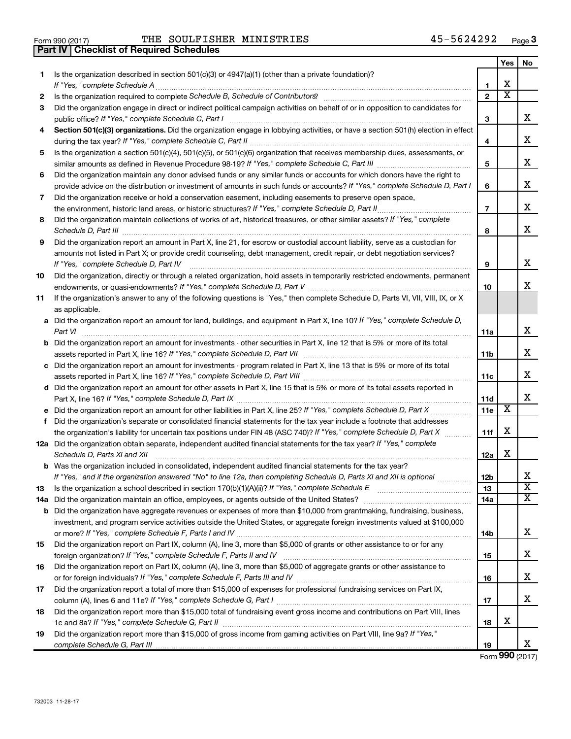Form 990 (2017) THE SOULFISHER MINISTRIES 45-5624292

## Part IV | Checklist of Required Schedules

| | | | Yes | No |
|---|---|---|---|---|
| 1 | Is the organization described in section 501(c)(3) or 4947(a)(1) (other than a private foundation)? *If "Yes," complete Schedule A* | 1 | X | |
| 2 | Is the organization required to complete *Schedule B, Schedule of Contributors*? | 2 | X | |
| 3 | Did the organization engage in direct or indirect political campaign activities on behalf of or in opposition to candidates for public office? *If "Yes," complete Schedule C, Part I* | 3 | | X |
| 4 | **Section 501(c)(3) organizations.** Did the organization engage in lobbying activities, or have a section 501(h) election in effect during the tax year? *If "Yes," complete Schedule C, Part II* | 4 | | X |
| 5 | Is the organization a section 501(c)(4), 501(c)(5), or 501(c)(6) organization that receives membership dues, assessments, or similar amounts as defined in Revenue Procedure 98-19? *If "Yes," complete Schedule C, Part III* | 5 | | X |
| 6 | Did the organization maintain any donor advised funds or any similar funds or accounts for which donors have the right to provide advice on the distribution or investment of amounts in such funds or accounts? *If "Yes," complete Schedule D, Part I* | 6 | | X |
| 7 | Did the organization receive or hold a conservation easement, including easements to preserve open space, the environment, historic land areas, or historic structures? *If "Yes," complete Schedule D, Part II* | 7 | | X |
| 8 | Did the organization maintain collections of works of art, historical treasures, or other similar assets? *If "Yes," complete Schedule D, Part III* | 8 | | X |
| 9 | Did the organization report an amount in Part X, line 21, for escrow or custodial account liability, serve as a custodian for amounts not listed in Part X; or provide credit counseling, debt management, credit repair, or debt negotiation services? *If "Yes," complete Schedule D, Part IV* | 9 | | X |
| 10 | Did the organization, directly or through a related organization, hold assets in temporarily restricted endowments, permanent endowments, or quasi-endowments? *If "Yes," complete Schedule D, Part V* | 10 | | X |
| 11 | If the organization's answer to any of the following questions is "Yes," then complete Schedule D, Parts VI, VII, VIII, IX, or X as applicable. | | | |
| a | Did the organization report an amount for land, buildings, and equipment in Part X, line 10? *If "Yes," complete Schedule D, Part VI* | 11a | | X |
| b | Did the organization report an amount for investments - other securities in Part X, line 12 that is 5% or more of its total assets reported in Part X, line 16? *If "Yes," complete Schedule D, Part VII* | 11b | | X |
| c | Did the organization report an amount for investments - program related in Part X, line 13 that is 5% or more of its total assets reported in Part X, line 16? *If "Yes," complete Schedule D, Part VIII* | 11c | | X |
| d | Did the organization report an amount for other assets in Part X, line 15 that is 5% or more of its total assets reported in Part X, line 16? *If "Yes," complete Schedule D, Part IX* | 11d | | X |
| e | Did the organization report an amount for other liabilities in Part X, line 25? *If "Yes," complete Schedule D, Part X* | 11e | X | |
| f | Did the organization's separate or consolidated financial statements for the tax year include a footnote that addresses the organization's liability for uncertain tax positions under FIN 48 (ASC 740)? *If "Yes," complete Schedule D, Part X* | 11f | X | |
| 12a | Did the organization obtain separate, independent audited financial statements for the tax year? *If "Yes," complete Schedule D, Parts XI and XII* | 12a | X | |
| b | Was the organization included in consolidated, independent audited financial statements for the tax year? *If "Yes," and if the organization answered "No" to line 12a, then completing Schedule D, Parts XI and XII is optional* | 12b | | X |
| 13 | Is the organization a school described in section 170(b)(1)(A)(ii)? *If "Yes," complete Schedule E* | 13 | | X |
| 14a | Did the organization maintain an office, employees, or agents outside of the United States? | 14a | | X |
| b | Did the organization have aggregate revenues or expenses of more than $10,000 from grantmaking, fundraising, business, investment, and program service activities outside the United States, or aggregate foreign investments valued at $100,000 or more? *If "Yes," complete Schedule F, Parts I and IV* | 14b | | X |
| 15 | Did the organization report on Part IX, column (A), line 3, more than $5,000 of grants or other assistance to or for any foreign organization? *If "Yes," complete Schedule F, Parts II and IV* | 15 | | X |
| 16 | Did the organization report on Part IX, column (A), line 3, more than $5,000 of aggregate grants or other assistance to or for foreign individuals? *If "Yes," complete Schedule F, Parts III and IV* | 16 | | X |
| 17 | Did the organization report a total of more than $15,000 of expenses for professional fundraising services on Part IX, column (A), lines 6 and 11e? *If "Yes," complete Schedule G, Part I* | 17 | | X |
| 18 | Did the organization report more than $15,000 total of fundraising event gross income and contributions on Part VIII, lines 1c and 8a? *If "Yes," complete Schedule G, Part II* | 18 | X | |
| 19 | Did the organization report more than $15,000 of gross income from gaming activities on Part VIII, line 9a? *If "Yes," complete Schedule G, Part III* | 19 | | X |

Form **990** (2017)

732003 11-28-17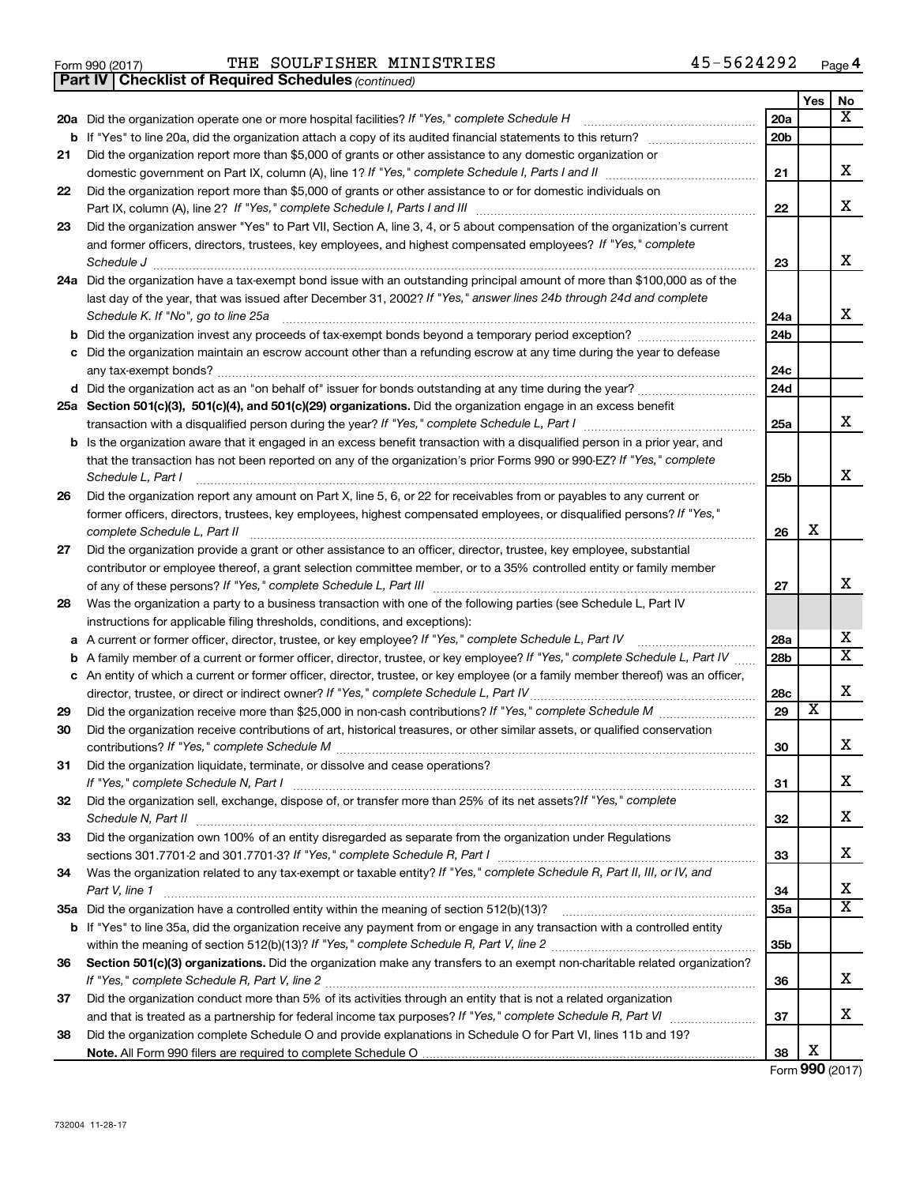Form 990 (2017) THE SOULFISHER MINISTRIES 45-5624292 Page 4

**Part IV | Checklist of Required Schedules** *(continued)*

| | | | Yes | No |
|---|---|---|---|---|
| **20a** | Did the organization operate one or more hospital facilities? *If "Yes," complete Schedule H* | **20a** | | X |
| **b** | If "Yes" to line 20a, did the organization attach a copy of its audited financial statements to this return? | **20b** | | |
| **21** | Did the organization report more than $5,000 of grants or other assistance to any domestic organization or domestic government on Part IX, column (A), line 1? *If "Yes," complete Schedule I, Parts I and II* | **21** | | X |
| **22** | Did the organization report more than $5,000 of grants or other assistance to or for domestic individuals on Part IX, column (A), line 2? *If "Yes," complete Schedule I, Parts I and III* | **22** | | X |
| **23** | Did the organization answer "Yes" to Part VII, Section A, line 3, 4, or 5 about compensation of the organization's current and former officers, directors, trustees, key employees, and highest compensated employees? *If "Yes," complete Schedule J* | **23** | | X |
| **24a** | Did the organization have a tax-exempt bond issue with an outstanding principal amount of more than $100,000 as of the last day of the year, that was issued after December 31, 2002? *If "Yes," answer lines 24b through 24d and complete Schedule K. If "No", go to line 25a* | **24a** | | X |
| **b** | Did the organization invest any proceeds of tax-exempt bonds beyond a temporary period exception? | **24b** | | |
| **c** | Did the organization maintain an escrow account other than a refunding escrow at any time during the year to defease any tax-exempt bonds? | **24c** | | |
| **d** | Did the organization act as an "on behalf of" issuer for bonds outstanding at any time during the year? | **24d** | | |
| **25a** | **Section 501(c)(3), 501(c)(4), and 501(c)(29) organizations.** Did the organization engage in an excess benefit transaction with a disqualified person during the year? *If "Yes," complete Schedule L, Part I* | **25a** | | X |
| **b** | Is the organization aware that it engaged in an excess benefit transaction with a disqualified person in a prior year, and that the transaction has not been reported on any of the organization's prior Forms 990 or 990-EZ? *If "Yes," complete Schedule L, Part I* | **25b** | | X |
| **26** | Did the organization report any amount on Part X, line 5, 6, or 22 for receivables from or payables to any current or former officers, directors, trustees, key employees, highest compensated employees, or disqualified persons? *If "Yes," complete Schedule L, Part II* | **26** | X | |
| **27** | Did the organization provide a grant or other assistance to an officer, director, trustee, key employee, substantial contributor or employee thereof, a grant selection committee member, or to a 35% controlled entity or family member of any of these persons? *If "Yes," complete Schedule L, Part III* | **27** | | X |
| **28** | Was the organization a party to a business transaction with one of the following parties (see Schedule L, Part IV instructions for applicable filing thresholds, conditions, and exceptions): | | | |
| **a** | A current or former officer, director, trustee, or key employee? *If "Yes," complete Schedule L, Part IV* | **28a** | | X |
| **b** | A family member of a current or former officer, director, trustee, or key employee? *If "Yes," complete Schedule L, Part IV* | **28b** | | X |
| **c** | An entity of which a current or former officer, director, trustee, or key employee (or a family member thereof) was an officer, director, trustee, or direct or indirect owner? *If "Yes," complete Schedule L, Part IV* | **28c** | | X |
| **29** | Did the organization receive more than $25,000 in non-cash contributions? *If "Yes," complete Schedule M* | **29** | X | |
| **30** | Did the organization receive contributions of art, historical treasures, or other similar assets, or qualified conservation contributions? *If "Yes," complete Schedule M* | **30** | | X |
| **31** | Did the organization liquidate, terminate, or dissolve and cease operations? *If "Yes," complete Schedule N, Part I* | **31** | | X |
| **32** | Did the organization sell, exchange, dispose of, or transfer more than 25% of its net assets? *If "Yes," complete Schedule N, Part II* | **32** | | X |
| **33** | Did the organization own 100% of an entity disregarded as separate from the organization under Regulations sections 301.7701-2 and 301.7701-3? *If "Yes," complete Schedule R, Part I* | **33** | | X |
| **34** | Was the organization related to any tax-exempt or taxable entity? *If "Yes," complete Schedule R, Part II, III, or IV, and Part V, line 1* | **34** | | X |
| **35a** | Did the organization have a controlled entity within the meaning of section 512(b)(13)? | **35a** | | X |
| **b** | If "Yes" to line 35a, did the organization receive any payment from or engage in any transaction with a controlled entity within the meaning of section 512(b)(13)? *If "Yes," complete Schedule R, Part V, line 2* | **35b** | | |
| **36** | **Section 501(c)(3) organizations.** Did the organization make any transfers to an exempt non-charitable related organization? *If "Yes," complete Schedule R, Part V, line 2* | **36** | | X |
| **37** | Did the organization conduct more than 5% of its activities through an entity that is not a related organization and that is treated as a partnership for federal income tax purposes? *If "Yes," complete Schedule R, Part VI* | **37** | | X |
| **38** | Did the organization complete Schedule O and provide explanations in Schedule O for Part VI, lines 11b and 19? **Note.** All Form 990 filers are required to complete Schedule O | **38** | X | |

Form **990** (2017)

732004 11-28-17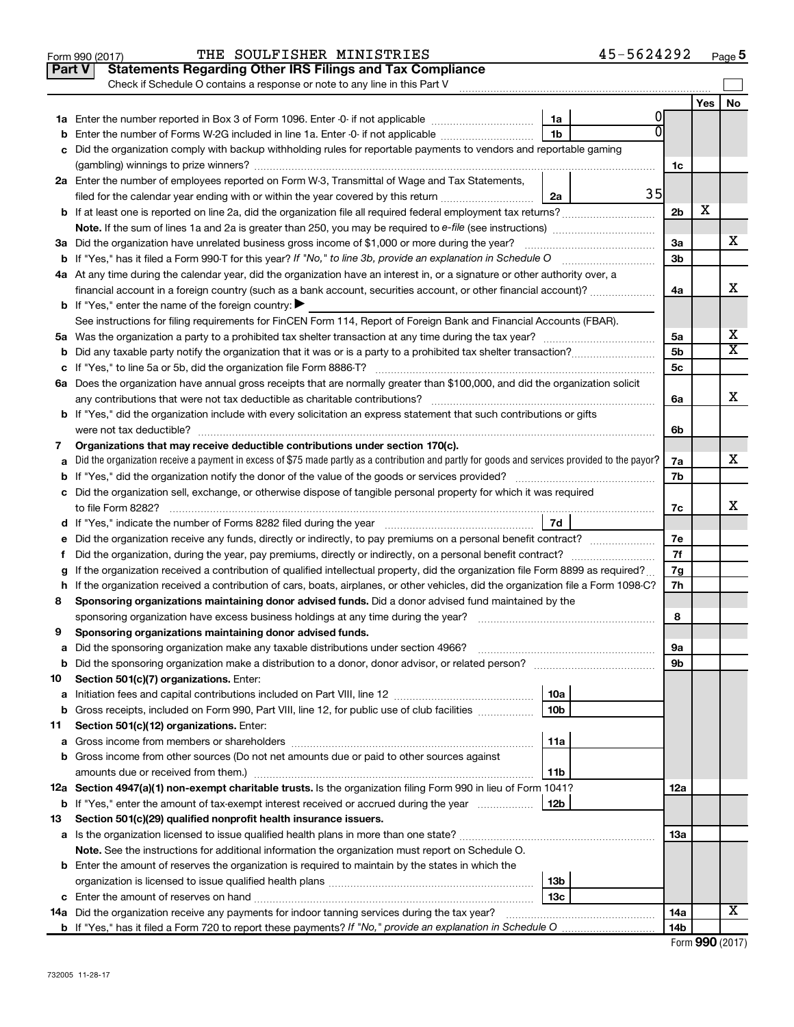Form 990 (2017) THE SOULFISHER MINISTRIES 45-5624292 Page **5**

## Part V Statements Regarding Other IRS Filings and Tax Compliance

Check if Schedule O contains a response or note to any line in this Part V

| | | | | | Yes | No |
|---|---|---|---|---|---|---|
| **1a** | Enter the number reported in Box 3 of Form 1096. Enter -0- if not applicable | 1a | 0 | | | |
| **b** | Enter the number of Forms W-2G included in line 1a. Enter -0- if not applicable | 1b | 0 | | | |
| **c** | Did the organization comply with backup withholding rules for reportable payments to vendors and reportable gaming (gambling) winnings to prize winners? | | | 1c | | |
| **2a** | Enter the number of employees reported on Form W-3, Transmittal of Wage and Tax Statements, filed for the calendar year ending with or within the year covered by this return | 2a | 35 | | | |
| **b** | If at least one is reported on line 2a, did the organization file all required federal employment tax returns? | | | 2b | X | |
| | **Note.** If the sum of lines 1a and 2a is greater than 250, you may be required to *e-file* (see instructions) | | | | | |
| **3a** | Did the organization have unrelated business gross income of $1,000 or more during the year? | | | 3a | | X |
| **b** | If "Yes," has it filed a Form 990-T for this year? *If "No," to line 3b, provide an explanation in Schedule O* | | | 3b | | |
| **4a** | At any time during the calendar year, did the organization have an interest in, or a signature or other authority over, a financial account in a foreign country (such as a bank account, securities account, or other financial account)? | | | 4a | | X |
| **b** | If "Yes," enter the name of the foreign country: ▶ | | | | | |
| | See instructions for filing requirements for FinCEN Form 114, Report of Foreign Bank and Financial Accounts (FBAR). | | | | | |
| **5a** | Was the organization a party to a prohibited tax shelter transaction at any time during the tax year? | | | 5a | | X |
| **b** | Did any taxable party notify the organization that it was or is a party to a prohibited tax shelter transaction? | | | 5b | | X |
| **c** | If "Yes," to line 5a or 5b, did the organization file Form 8886-T? | | | 5c | | |
| **6a** | Does the organization have annual gross receipts that are normally greater than $100,000, and did the organization solicit any contributions that were not tax deductible as charitable contributions? | | | 6a | | X |
| **b** | If "Yes," did the organization include with every solicitation an express statement that such contributions or gifts were not tax deductible? | | | 6b | | |
| **7** | **Organizations that may receive deductible contributions under section 170(c).** | | | | | |
| **a** | Did the organization receive a payment in excess of $75 made partly as a contribution and partly for goods and services provided to the payor? | | | 7a | | X |
| **b** | If "Yes," did the organization notify the donor of the value of the goods or services provided? | | | 7b | | |
| **c** | Did the organization sell, exchange, or otherwise dispose of tangible personal property for which it was required to file Form 8282? | | | 7c | | X |
| **d** | If "Yes," indicate the number of Forms 8282 filed during the year | 7d | | | | |
| **e** | Did the organization receive any funds, directly or indirectly, to pay premiums on a personal benefit contract? | | | 7e | | |
| **f** | Did the organization, during the year, pay premiums, directly or indirectly, on a personal benefit contract? | | | 7f | | |
| **g** | If the organization received a contribution of qualified intellectual property, did the organization file Form 8899 as required? | | | 7g | | |
| **h** | If the organization received a contribution of cars, boats, airplanes, or other vehicles, did the organization file a Form 1098-C? | | | 7h | | |
| **8** | **Sponsoring organizations maintaining donor advised funds.** Did a donor advised fund maintained by the sponsoring organization have excess business holdings at any time during the year? | | | 8 | | |
| **9** | **Sponsoring organizations maintaining donor advised funds.** | | | | | |
| **a** | Did the sponsoring organization make any taxable distributions under section 4966? | | | 9a | | |
| **b** | Did the sponsoring organization make a distribution to a donor, donor advisor, or related person? | | | 9b | | |
| **10** | **Section 501(c)(7) organizations.** Enter: | | | | | |
| **a** | Initiation fees and capital contributions included on Part VIII, line 12 | 10a | | | | |
| **b** | Gross receipts, included on Form 990, Part VIII, line 12, for public use of club facilities | 10b | | | | |
| **11** | **Section 501(c)(12) organizations.** Enter: | | | | | |
| **a** | Gross income from members or shareholders | 11a | | | | |
| **b** | Gross income from other sources (Do not net amounts due or paid to other sources against amounts due or received from them.) | 11b | | | | |
| **12a** | **Section 4947(a)(1) non-exempt charitable trusts.** Is the organization filing Form 990 in lieu of Form 1041? | | | 12a | | |
| **b** | If "Yes," enter the amount of tax-exempt interest received or accrued during the year | 12b | | | | |
| **13** | **Section 501(c)(29) qualified nonprofit health insurance issuers.** | | | | | |
| **a** | Is the organization licensed to issue qualified health plans in more than one state? | | | 13a | | |
| | **Note.** See the instructions for additional information the organization must report on Schedule O. | | | | | |
| **b** | Enter the amount of reserves the organization is required to maintain by the states in which the organization is licensed to issue qualified health plans | 13b | | | | |
| **c** | Enter the amount of reserves on hand | 13c | | | | |
| **14a** | Did the organization receive any payments for indoor tanning services during the tax year? | | | 14a | | X |
| **b** | If "Yes," has it filed a Form 720 to report these payments? *If "No," provide an explanation in Schedule O* | | | 14b | | |

Form **990** (2017)

732005 11-28-17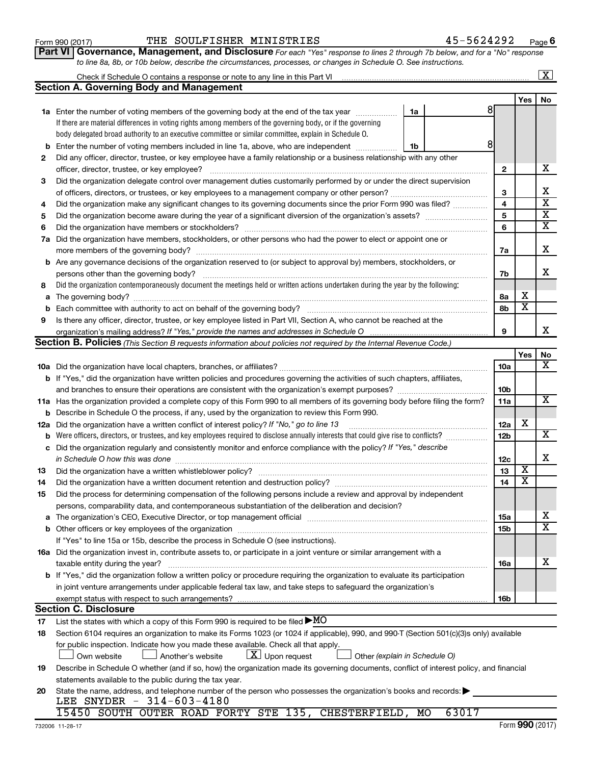Form 990 (2017) THE SOULFISHER MINISTRIES 45-5624292

**Part VI Governance, Management, and Disclosure** *For each "Yes" response to lines 2 through 7b below, and for a "No" response to line 8a, 8b, or 10b below, describe the circumstances, processes, or changes in Schedule O. See instructions.*

Check if Schedule O contains a response or note to any line in this Part VI [X]

## Section A. Governing Body and Management

| | | | Yes | No |
|---|---|---|---|---|
| **1a** | Enter the number of voting members of the governing body at the end of the tax year — 1a: 8<br>If there are material differences in voting rights among members of the governing body, or if the governing body delegated broad authority to an executive committee or similar committee, explain in Schedule O. | | | |
| **b** | Enter the number of voting members included in line 1a, above, who are independent — 1b: 8 | | | |
| **2** | Did any officer, director, trustee, or key employee have a family relationship or a business relationship with any other officer, director, trustee, or key employee? | 2 | | X |
| **3** | Did the organization delegate control over management duties customarily performed by or under the direct supervision of officers, directors, or trustees, or key employees to a management company or other person? | 3 | | X |
| **4** | Did the organization make any significant changes to its governing documents since the prior Form 990 was filed? | 4 | | X |
| **5** | Did the organization become aware during the year of a significant diversion of the organization's assets? | 5 | | X |
| **6** | Did the organization have members or stockholders? | 6 | | X |
| **7a** | Did the organization have members, stockholders, or other persons who had the power to elect or appoint one or more members of the governing body? | 7a | | X |
| **b** | Are any governance decisions of the organization reserved to (or subject to approval by) members, stockholders, or persons other than the governing body? | 7b | | X |
| **8** | Did the organization contemporaneously document the meetings held or written actions undertaken during the year by the following: | | | |
| **a** | The governing body? | 8a | X | |
| **b** | Each committee with authority to act on behalf of the governing body? | 8b | X | |
| **9** | Is there any officer, director, trustee, or key employee listed in Part VII, Section A, who cannot be reached at the organization's mailing address? *If "Yes," provide the names and addresses in Schedule O* | 9 | | X |

## Section B. Policies *(This Section B requests information about policies not required by the Internal Revenue Code.)*

| | | | Yes | No |
|---|---|---|---|---|
| **10a** | Did the organization have local chapters, branches, or affiliates? | 10a | | X |
| **b** | If "Yes," did the organization have written policies and procedures governing the activities of such chapters, affiliates, and branches to ensure their operations are consistent with the organization's exempt purposes? | 10b | | |
| **11a** | Has the organization provided a complete copy of this Form 990 to all members of its governing body before filing the form? | 11a | | X |
| **b** | Describe in Schedule O the process, if any, used by the organization to review this Form 990. | | | |
| **12a** | Did the organization have a written conflict of interest policy? *If "No," go to line 13* | 12a | X | |
| **b** | Were officers, directors, or trustees, and key employees required to disclose annually interests that could give rise to conflicts? | 12b | | X |
| **c** | Did the organization regularly and consistently monitor and enforce compliance with the policy? *If "Yes," describe in Schedule O how this was done* | 12c | | X |
| **13** | Did the organization have a written whistleblower policy? | 13 | X | |
| **14** | Did the organization have a written document retention and destruction policy? | 14 | X | |
| **15** | Did the process for determining compensation of the following persons include a review and approval by independent persons, comparability data, and contemporaneous substantiation of the deliberation and decision? | | | |
| **a** | The organization's CEO, Executive Director, or top management official | 15a | | X |
| **b** | Other officers or key employees of the organization<br>If "Yes" to line 15a or 15b, describe the process in Schedule O (see instructions). | 15b | | X |
| **16a** | Did the organization invest in, contribute assets to, or participate in a joint venture or similar arrangement with a taxable entity during the year? | 16a | | X |
| **b** | If "Yes," did the organization follow a written policy or procedure requiring the organization to evaluate its participation in joint venture arrangements under applicable federal tax law, and take steps to safeguard the organization's exempt status with respect to such arrangements? | 16b | | |

## Section C. Disclosure

**17** List the states with which a copy of this Form 990 is required to be filed ▶MO

**18** Section 6104 requires an organization to make its Forms 1023 (or 1024 if applicable), 990, and 990-T (Section 501(c)(3)s only) available for public inspection. Indicate how you made these available. Check all that apply.

[ ] Own website [ ] Another's website [X] Upon request [ ] Other *(explain in Schedule O)*

**19** Describe in Schedule O whether (and if so, how) the organization made its governing documents, conflict of interest policy, and financial statements available to the public during the tax year.

**20** State the name, address, and telephone number of the person who possesses the organization's books and records: ▶

LEE SNYDER - 314-603-4180
15450 SOUTH OUTER ROAD FORTY STE 135, CHESTERFIELD, MO 63017

732006 11-28-17 Form **990** (2017)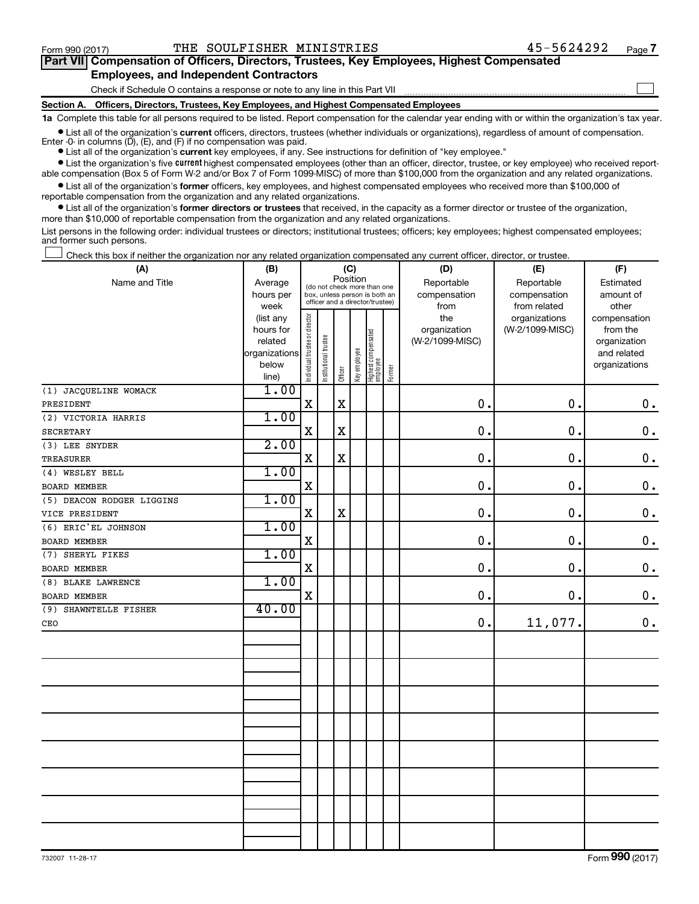Form 990 (2017) THE SOULFISHER MINISTRIES 45-5624292 Page **7**

## Part VII Compensation of Officers, Directors, Trustees, Key Employees, Highest Compensated Employees, and Independent Contractors

Check if Schedule O contains a response or note to any line in this Part VII

### Section A. Officers, Directors, Trustees, Key Employees, and Highest Compensated Employees

**1a** Complete this table for all persons required to be listed. Report compensation for the calendar year ending with or within the organization's tax year.

- List all of the organization's **current** officers, directors, trustees (whether individuals or organizations), regardless of amount of compensation. Enter -0- in columns (D), (E), and (F) if no compensation was paid.
- List all of the organization's **current** key employees, if any. See instructions for definition of "key employee."
- List the organization's five **current** highest compensated employees (other than an officer, director, trustee, or key employee) who received reportable compensation (Box 5 of Form W-2 and/or Box 7 of Form 1099-MISC) of more than $100,000 from the organization and any related organizations.
- List all of the organization's **former** officers, key employees, and highest compensated employees who received more than $100,000 of reportable compensation from the organization and any related organizations.
- List all of the organization's **former directors or trustees** that received, in the capacity as a former director or trustee of the organization, more than $10,000 of reportable compensation from the organization and any related organizations.

List persons in the following order: individual trustees or directors; institutional trustees; officers; key employees; highest compensated employees; and former such persons.

Check this box if neither the organization nor any related organization compensated any current officer, director, or trustee.

| (A) Name and Title | (B) Average hours per week (list any hours for related organizations below line) | (C) Position: Individual trustee or director | Institutional trustee | Officer | Key employee | Highest compensated employee | Former | (D) Reportable compensation from the organization (W-2/1099-MISC) | (E) Reportable compensation from related organizations (W-2/1099-MISC) | (F) Estimated amount of other compensation from the organization and related organizations |
|---|---|---|---|---|---|---|---|---|---|---|
| (1) JACQUELINE WOMACK<br>PRESIDENT | 1.00 | X | | X | | | | 0. | 0. | 0. |
| (2) VICTORIA HARRIS<br>SECRETARY | 1.00 | X | | X | | | | 0. | 0. | 0. |
| (3) LEE SNYDER<br>TREASURER | 2.00 | X | | X | | | | 0. | 0. | 0. |
| (4) WESLEY BELL<br>BOARD MEMBER | 1.00 | X | | | | | | 0. | 0. | 0. |
| (5) DEACON RODGER LIGGINS<br>VICE PRESIDENT | 1.00 | X | | X | | | | 0. | 0. | 0. |
| (6) ERIC'EL JOHNSON<br>BOARD MEMBER | 1.00 | X | | | | | | 0. | 0. | 0. |
| (7) SHERYL FIKES<br>BOARD MEMBER | 1.00 | X | | | | | | 0. | 0. | 0. |
| (8) BLAKE LAWRENCE<br>BOARD MEMBER | 1.00 | X | | | | | | 0. | 0. | 0. |
| (9) SHAWNTELLE FISHER<br>CEO | 40.00 | | | | | | | 0. | 11,077. | 0. |

732007 11-28-17 Form **990** (2017)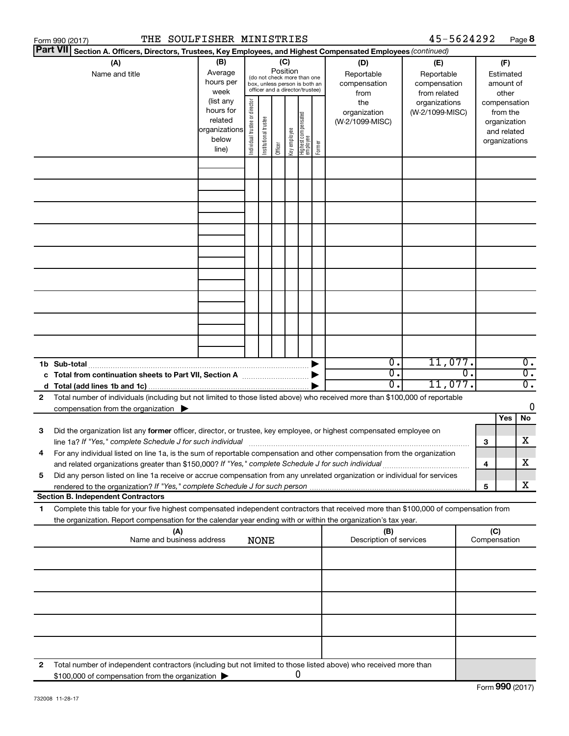Form 990 (2017) THE SOULFISHER MINISTRIES 45-5624292

**Part VII** **Section A. Officers, Directors, Trustees, Key Employees, and Highest Compensated Employees** *(continued)*

| (A) Name and title | (B) Average hours per week (list any hours for related organizations below line) | (C) Position (do not check more than one box, unless person is both an officer and a director/trustee): Individual trustee or director | Institutional trustee | Officer | Key employee | Highest compensated employee | Former | (D) Reportable compensation from the organization (W-2/1099-MISC) | (E) Reportable compensation from related organizations (W-2/1099-MISC) | (F) Estimated amount of other compensation from the organization and related organizations |
|---|---|---|---|---|---|---|---|---|---|---|
| | | | | | | | | | | |
| | | | | | | | | | | |
| | | | | | | | | | | |
| | | | | | | | | | | |
| | | | | | | | | | | |
| | | | | | | | | | | |
| | | | | | | | | | | |
| | | | | | | | | | | |
| | | | | | | | | | | |
| **1b Sub-total** | | | | | | | ▶ | 0. | 11,077. | 0. |
| **c Total from continuation sheets to Part VII, Section A** | | | | | | | ▶ | 0. | 0. | 0. |
| **d Total (add lines 1b and 1c)** | | | | | | | ▶ | 0. | 11,077. | 0. |

**2** Total number of individuals (including but not limited to those listed above) who received more than $100,000 of reportable compensation from the organization ▶ 0

| | | | Yes | No |
|---|---|---|---|---|
| **3** | Did the organization list any **former** officer, director, or trustee, key employee, or highest compensated employee on line 1a? *If "Yes," complete Schedule J for such individual* | 3 | | X |
| **4** | For any individual listed on line 1a, is the sum of reportable compensation and other compensation from the organization and related organizations greater than $150,000? *If "Yes," complete Schedule J for such individual* | 4 | | X |
| **5** | Did any person listed on line 1a receive or accrue compensation from any unrelated organization or individual for services rendered to the organization? *If "Yes," complete Schedule J for such person* | 5 | | X |

**Section B. Independent Contractors**

**1** Complete this table for your five highest compensated independent contractors that received more than $100,000 of compensation from the organization. Report compensation for the calendar year ending with or within the organization's tax year.

| (A) Name and business address | (B) Description of services | (C) Compensation |
|---|---|---|
| NONE | | |
| | | |
| | | |
| | | |
| | | |

**2** Total number of independent contractors (including but not limited to those listed above) who received more than $100,000 of compensation from the organization ▶ 0

Form **990** (2017)

732008 11-28-17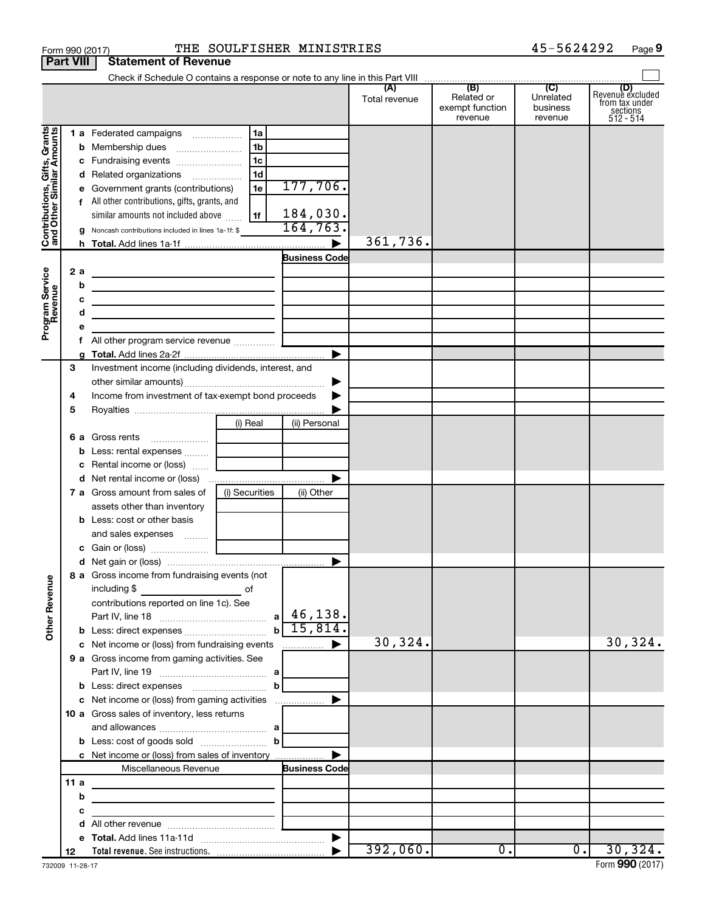Form 990 (2017) THE SOULFISHER MINISTRIES 45-5624292 Page **9**

## Part VIII Statement of Revenue

Check if Schedule O contains a response or note to any line in this Part VIII

| | | | (A) Total revenue | (B) Related or exempt function revenue | (C) Unrelated business revenue | (D) Revenue excluded from tax under sections 512 - 514 |
|---|---|---|---|---|---|---|
| **Contributions, Gifts, Grants and Other Similar Amounts** | 1 a Federated campaigns | 1a | | | | |
| | b Membership dues | 1b | | | | |
| | c Fundraising events | 1c | | | | |
| | d Related organizations | 1d | | | | |
| | e Government grants (contributions) | 1e 177,706. | | | | |
| | f All other contributions, gifts, grants, and similar amounts not included above | 1f 184,030. | | | | |
| | g Noncash contributions included in lines 1a-1f: $ 164,763. | | | | | |
| | h **Total.** Add lines 1a-1f | | 361,736. | | | |
| **Program Service Revenue** | | **Business Code** | | | | |
| | 2 a | | | | | |
| | b | | | | | |
| | c | | | | | |
| | d | | | | | |
| | e | | | | | |
| | f All other program service revenue | | | | | |
| | g **Total.** Add lines 2a-2f | | | | | |
| **Other Revenue** | 3 Investment income (including dividends, interest, and other similar amounts) | | | | | |
| | 4 Income from investment of tax-exempt bond proceeds | | | | | |
| | 5 Royalties | | | | | |
| | | (i) Real / (ii) Personal | | | | |
| | 6 a Gross rents | | | | | |
| | b Less: rental expenses | | | | | |
| | c Rental income or (loss) | | | | | |
| | d Net rental income or (loss) | | | | | |
| | | (i) Securities / (ii) Other | | | | |
| | 7 a Gross amount from sales of assets other than inventory | | | | | |
| | b Less: cost or other basis and sales expenses | | | | | |
| | c Gain or (loss) | | | | | |
| | d Net gain or (loss) | | | | | |
| | 8 a Gross income from fundraising events (not including $ of contributions reported on line 1c). See Part IV, line 18 | a 46,138. | | | | |
| | b Less: direct expenses | b 15,814. | | | | |
| | c Net income or (loss) from fundraising events | | 30,324. | | | 30,324. |
| | 9 a Gross income from gaming activities. See Part IV, line 19 | a | | | | |
| | b Less: direct expenses | b | | | | |
| | c Net income or (loss) from gaming activities | | | | | |
| | 10 a Gross sales of inventory, less returns and allowances | a | | | | |
| | b Less: cost of goods sold | b | | | | |
| | c Net income or (loss) from sales of inventory | | | | | |
| | Miscellaneous Revenue | **Business Code** | | | | |
| | 11 a | | | | | |
| | b | | | | | |
| | c | | | | | |
| | d All other revenue | | | | | |
| | e **Total.** Add lines 11a-11d | | | | | |
| | 12 **Total revenue.** See instructions. | | 392,060. | 0. | 0. | 30,324. |

732009 11-28-17 Form **990** (2017)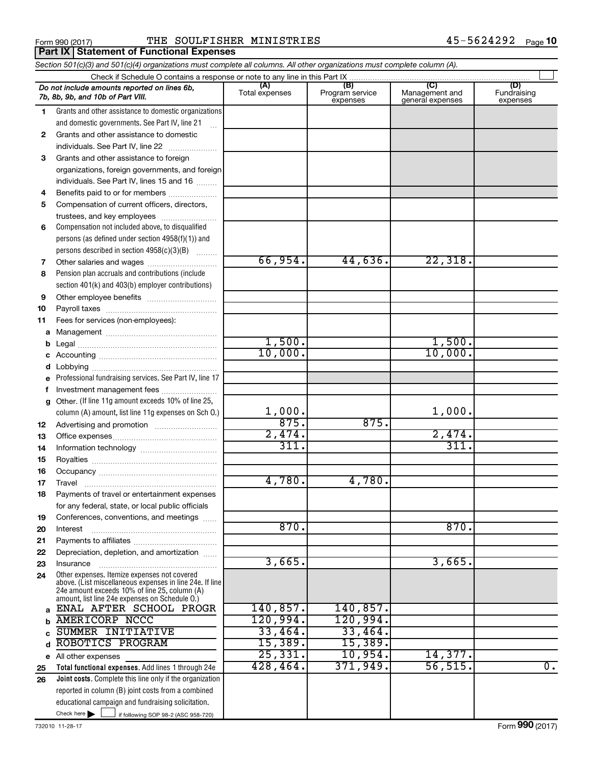Form 990 (2017) THE SOULFISHER MINISTRIES 45-5624292

## Part IX Statement of Functional Expenses

*Section 501(c)(3) and 501(c)(4) organizations must complete all columns. All other organizations must complete column (A).*

Check if Schedule O contains a response or note to any line in this Part IX

| *Do not include amounts reported on lines 6b, 7b, 8b, 9b, and 10b of Part VIII.* | (A) Total expenses | (B) Program service expenses | (C) Management and general expenses | (D) Fundraising expenses |
|---|---|---|---|---|
| 1 Grants and other assistance to domestic organizations and domestic governments. See Part IV, line 21 | | | | |
| 2 Grants and other assistance to domestic individuals. See Part IV, line 22 | | | | |
| 3 Grants and other assistance to foreign organizations, foreign governments, and foreign individuals. See Part IV, lines 15 and 16 | | | | |
| 4 Benefits paid to or for members | | | | |
| 5 Compensation of current officers, directors, trustees, and key employees | | | | |
| 6 Compensation not included above, to disqualified persons (as defined under section 4958(f)(1)) and persons described in section 4958(c)(3)(B) | | | | |
| 7 Other salaries and wages | 66,954. | 44,636. | 22,318. | |
| 8 Pension plan accruals and contributions (include section 401(k) and 403(b) employer contributions) | | | | |
| 9 Other employee benefits | | | | |
| 10 Payroll taxes | | | | |
| 11 Fees for services (non-employees): | | | | |
| a Management | | | | |
| b Legal | 1,500. | | 1,500. | |
| c Accounting | 10,000. | | 10,000. | |
| d Lobbying | | | | |
| e Professional fundraising services. See Part IV, line 17 | | | | |
| f Investment management fees | | | | |
| g Other. (If line 11g amount exceeds 10% of line 25, column (A) amount, list line 11g expenses on Sch O.) | 1,000. | | 1,000. | |
| 12 Advertising and promotion | 875. | 875. | | |
| 13 Office expenses | 2,474. | | 2,474. | |
| 14 Information technology | 311. | | 311. | |
| 15 Royalties | | | | |
| 16 Occupancy | | | | |
| 17 Travel | 4,780. | 4,780. | | |
| 18 Payments of travel or entertainment expenses for any federal, state, or local public officials | | | | |
| 19 Conferences, conventions, and meetings | | | | |
| 20 Interest | 870. | | 870. | |
| 21 Payments to affiliates | | | | |
| 22 Depreciation, depletion, and amortization | | | | |
| 23 Insurance | 3,665. | | 3,665. | |
| 24 Other expenses. Itemize expenses not covered above. (List miscellaneous expenses in line 24e. If line 24e amount exceeds 10% of line 25, column (A) amount, list line 24e expenses on Schedule O.) | | | | |
| a ENAL AFTER SCHOOL PROGR | 140,857. | 140,857. | | |
| b AMERICORP NCCC | 120,994. | 120,994. | | |
| c SUMMER INITIATIVE | 33,464. | 33,464. | | |
| d ROBOTICS PROGRAM | 15,389. | 15,389. | | |
| e All other expenses | 25,331. | 10,954. | 14,377. | |
| 25 **Total functional expenses.** Add lines 1 through 24e | 428,464. | 371,949. | 56,515. | 0. |
| 26 **Joint costs.** Complete this line only if the organization reported in column (B) joint costs from a combined educational campaign and fundraising solicitation. Check here ☐ if following SOP 98-2 (ASC 958-720) | | | | |

732010 11-28-17 Form 990 (2017)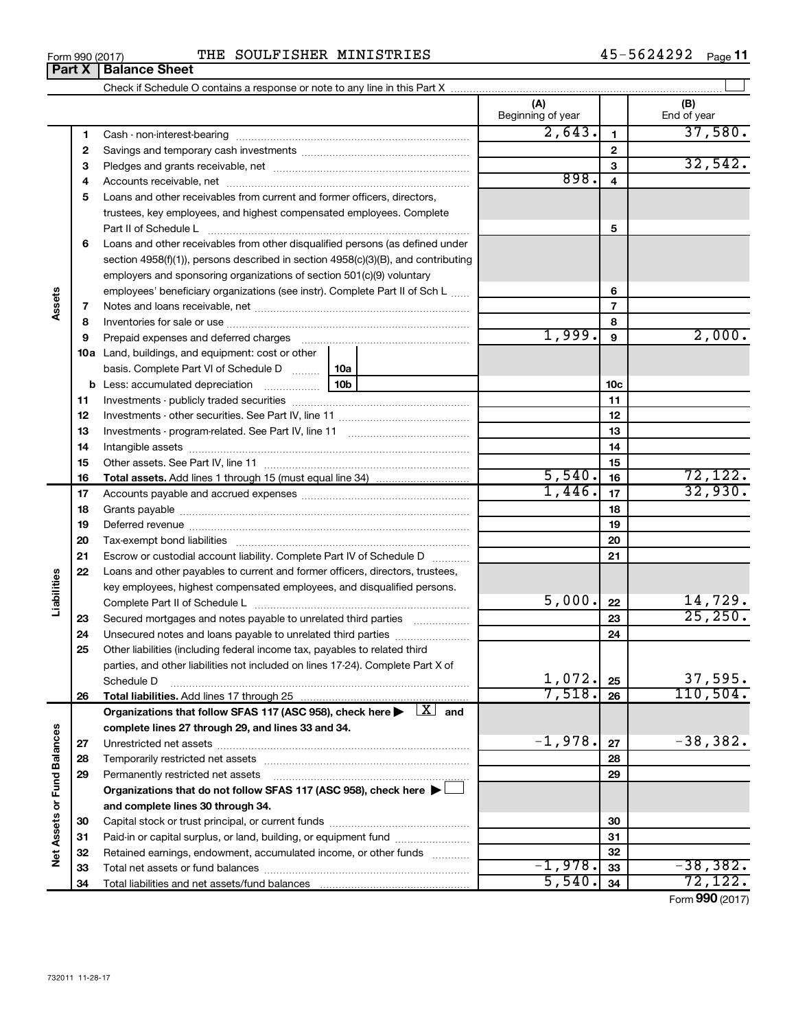Form 990 (2017) THE SOULFISHER MINISTRIES 45-5624292

## Part X Balance Sheet

Check if Schedule O contains a response or note to any line in this Part X ☐

| | | | (A) Beginning of year | | (B) End of year |
|---|---|---|---|---|---|
| **Assets** | 1 | Cash - non-interest-bearing | 2,643. | 1 | 37,580. |
| | 2 | Savings and temporary cash investments | | 2 | |
| | 3 | Pledges and grants receivable, net | | 3 | 32,542. |
| | 4 | Accounts receivable, net | 898. | 4 | |
| | 5 | Loans and other receivables from current and former officers, directors, trustees, key employees, and highest compensated employees. Complete Part II of Schedule L | | 5 | |
| | 6 | Loans and other receivables from other disqualified persons (as defined under section 4958(f)(1)), persons described in section 4958(c)(3)(B), and contributing employers and sponsoring organizations of section 501(c)(9) voluntary employees' beneficiary organizations (see instr). Complete Part II of Sch L | | 6 | |
| | 7 | Notes and loans receivable, net | | 7 | |
| | 8 | Inventories for sale or use | | 8 | |
| | 9 | Prepaid expenses and deferred charges | 1,999. | 9 | 2,000. |
| | 10a | Land, buildings, and equipment: cost or other basis. Complete Part VI of Schedule D 10a | | | |
| | b | Less: accumulated depreciation 10b | | 10c | |
| | 11 | Investments - publicly traded securities | | 11 | |
| | 12 | Investments - other securities. See Part IV, line 11 | | 12 | |
| | 13 | Investments - program-related. See Part IV, line 11 | | 13 | |
| | 14 | Intangible assets | | 14 | |
| | 15 | Other assets. See Part IV, line 11 | | 15 | |
| | 16 | **Total assets.** Add lines 1 through 15 (must equal line 34) | 5,540. | 16 | 72,122. |
| **Liabilities** | 17 | Accounts payable and accrued expenses | 1,446. | 17 | 32,930. |
| | 18 | Grants payable | | 18 | |
| | 19 | Deferred revenue | | 19 | |
| | 20 | Tax-exempt bond liabilities | | 20 | |
| | 21 | Escrow or custodial account liability. Complete Part IV of Schedule D | | 21 | |
| | 22 | Loans and other payables to current and former officers, directors, trustees, key employees, highest compensated employees, and disqualified persons. Complete Part II of Schedule L | 5,000. | 22 | 14,729. |
| | 23 | Secured mortgages and notes payable to unrelated third parties | | 23 | 25,250. |
| | 24 | Unsecured notes and loans payable to unrelated third parties | | 24 | |
| | 25 | Other liabilities (including federal income tax, payables to related third parties, and other liabilities not included on lines 17-24). Complete Part X of Schedule D | 1,072. | 25 | 37,595. |
| | 26 | **Total liabilities.** Add lines 17 through 25 | 7,518. | 26 | 110,504. |
| **Net Assets or Fund Balances** | | **Organizations that follow SFAS 117 (ASC 958), check here ▶ ☒ and complete lines 27 through 29, and lines 33 and 34.** | | | |
| | 27 | Unrestricted net assets | -1,978. | 27 | -38,382. |
| | 28 | Temporarily restricted net assets | | 28 | |
| | 29 | Permanently restricted net assets | | 29 | |
| | | **Organizations that do not follow SFAS 117 (ASC 958), check here ▶ ☐ and complete lines 30 through 34.** | | | |
| | 30 | Capital stock or trust principal, or current funds | | 30 | |
| | 31 | Paid-in or capital surplus, or land, building, or equipment fund | | 31 | |
| | 32 | Retained earnings, endowment, accumulated income, or other funds | | 32 | |
| | 33 | Total net assets or fund balances | -1,978. | 33 | -38,382. |
| | 34 | Total liabilities and net assets/fund balances | 5,540. | 34 | 72,122. |

Form **990** (2017)

732011 11-28-17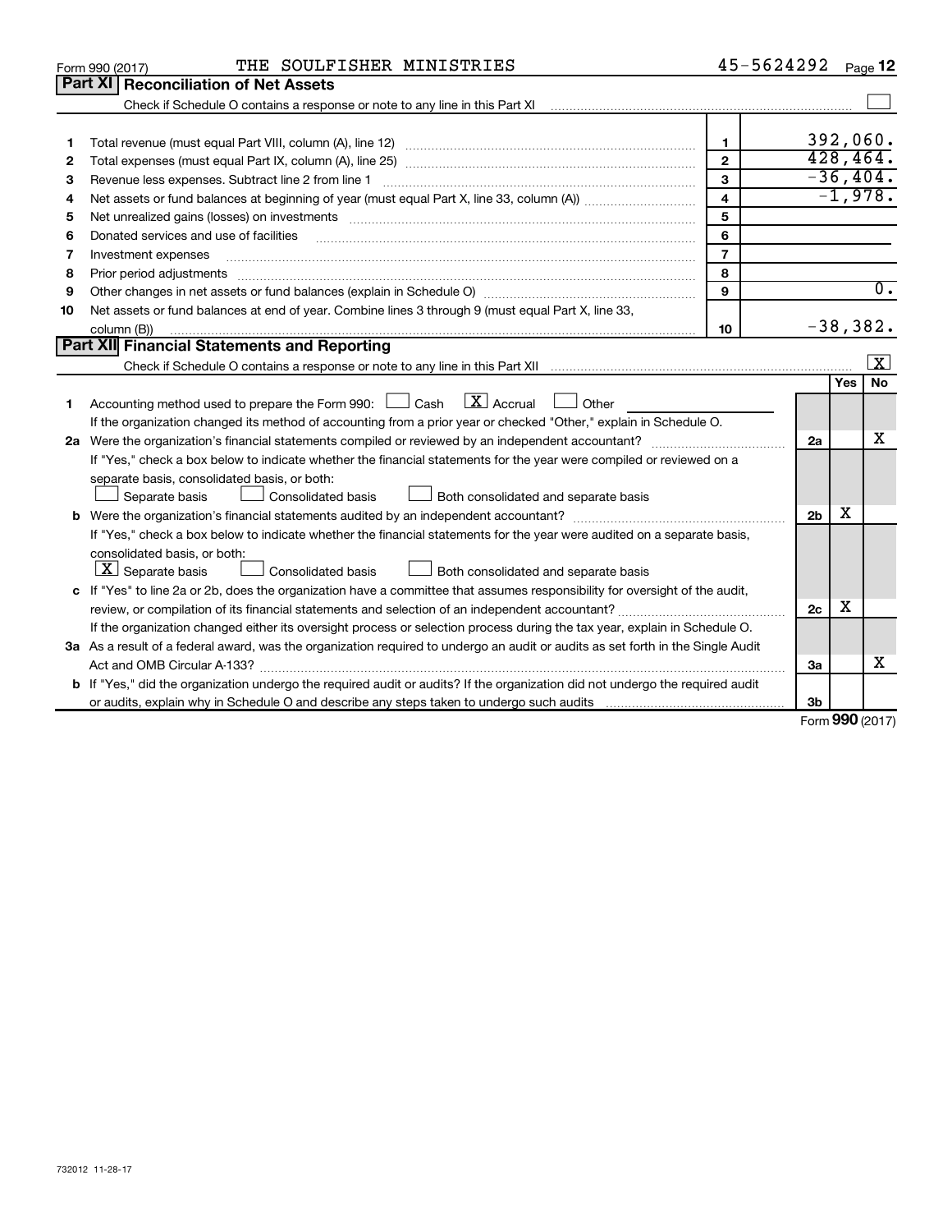Form 990 (2017) THE SOULFISHER MINISTRIES 45-5624292 Page 12

## Part XI Reconciliation of Net Assets

Check if Schedule O contains a response or note to any line in this Part XI [ ]

| | | | |
|---|---|---|---|
| 1 | Total revenue (must equal Part VIII, column (A), line 12) | 1 | 392,060. |
| 2 | Total expenses (must equal Part IX, column (A), line 25) | 2 | 428,464. |
| 3 | Revenue less expenses. Subtract line 2 from line 1 | 3 | -36,404. |
| 4 | Net assets or fund balances at beginning of year (must equal Part X, line 33, column (A)) | 4 | -1,978. |
| 5 | Net unrealized gains (losses) on investments | 5 | |
| 6 | Donated services and use of facilities | 6 | |
| 7 | Investment expenses | 7 | |
| 8 | Prior period adjustments | 8 | |
| 9 | Other changes in net assets or fund balances (explain in Schedule O) | 9 | 0. |
| 10 | Net assets or fund balances at end of year. Combine lines 3 through 9 (must equal Part X, line 33, column (B)) | 10 | -38,382. |

## Part XII Financial Statements and Reporting

Check if Schedule O contains a response or note to any line in this Part XII [X]

| | | | Yes | No |
|---|---|---|---|---|
| 1 | Accounting method used to prepare the Form 990: [ ] Cash [X] Accrual [ ] Other<br>If the organization changed its method of accounting from a prior year or checked "Other," explain in Schedule O. | | | |
| 2a | Were the organization's financial statements compiled or reviewed by an independent accountant?<br>If "Yes," check a box below to indicate whether the financial statements for the year were compiled or reviewed on a separate basis, consolidated basis, or both:<br>[ ] Separate basis [ ] Consolidated basis [ ] Both consolidated and separate basis | 2a | | X |
| b | Were the organization's financial statements audited by an independent accountant?<br>If "Yes," check a box below to indicate whether the financial statements for the year were audited on a separate basis, consolidated basis, or both:<br>[X] Separate basis [ ] Consolidated basis [ ] Both consolidated and separate basis | 2b | X | |
| c | If "Yes" to line 2a or 2b, does the organization have a committee that assumes responsibility for oversight of the audit, review, or compilation of its financial statements and selection of an independent accountant?<br>If the organization changed either its oversight process or selection process during the tax year, explain in Schedule O. | 2c | X | |
| 3a | As a result of a federal award, was the organization required to undergo an audit or audits as set forth in the Single Audit Act and OMB Circular A-133? | 3a | | X |
| b | If "Yes," did the organization undergo the required audit or audits? If the organization did not undergo the required audit or audits, explain why in Schedule O and describe any steps taken to undergo such audits | 3b | | |

Form **990** (2017)

732012 11-28-17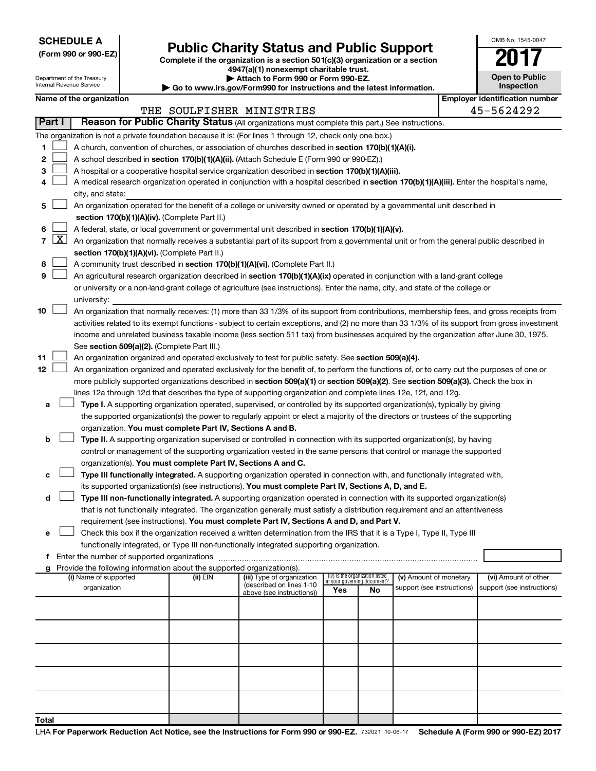**SCHEDULE A**
**(Form 990 or 990-EZ)**

Department of the Treasury
Internal Revenue Service

# Public Charity Status and Public Support

**Complete if the organization is a section 501(c)(3) organization or a section 4947(a)(1) nonexempt charitable trust.**
**▶ Attach to Form 990 or Form 990-EZ.**
**▶ Go to www.irs.gov/Form990 for instructions and the latest information.**

OMB No. 1545-0047
**2017**
**Open to Public Inspection**

**Name of the organization**
THE SOULFISHER MINISTRIES

**Employer identification number**
45-5624292

**Part I** **Reason for Public Charity Status** (All organizations must complete this part.) See instructions.

The organization is not a private foundation because it is: (For lines 1 through 12, check only one box.)

1 ☐ A church, convention of churches, or association of churches described in **section 170(b)(1)(A)(i).**

2 ☐ A school described in **section 170(b)(1)(A)(ii).** (Attach Schedule E (Form 990 or 990-EZ).)

3 ☐ A hospital or a cooperative hospital service organization described in **section 170(b)(1)(A)(iii).**

4 ☐ A medical research organization operated in conjunction with a hospital described in **section 170(b)(1)(A)(iii).** Enter the hospital's name, city, and state:

5 ☐ An organization operated for the benefit of a college or university owned or operated by a governmental unit described in **section 170(b)(1)(A)(iv).** (Complete Part II.)

6 ☐ A federal, state, or local government or governmental unit described in **section 170(b)(1)(A)(v).**

7 ☒ An organization that normally receives a substantial part of its support from a governmental unit or from the general public described in **section 170(b)(1)(A)(vi).** (Complete Part II.)

8 ☐ A community trust described in **section 170(b)(1)(A)(vi).** (Complete Part II.)

9 ☐ An agricultural research organization described in **section 170(b)(1)(A)(ix)** operated in conjunction with a land-grant college or university or a non-land-grant college of agriculture (see instructions). Enter the name, city, and state of the college or university:

10 ☐ An organization that normally receives: (1) more than 33 1/3% of its support from contributions, membership fees, and gross receipts from activities related to its exempt functions - subject to certain exceptions, and (2) no more than 33 1/3% of its support from gross investment income and unrelated business taxable income (less section 511 tax) from businesses acquired by the organization after June 30, 1975. See **section 509(a)(2).** (Complete Part III.)

11 ☐ An organization organized and operated exclusively to test for public safety. See **section 509(a)(4).**

12 ☐ An organization organized and operated exclusively for the benefit of, to perform the functions of, or to carry out the purposes of one or more publicly supported organizations described in **section 509(a)(1)** or **section 509(a)(2).** See **section 509(a)(3).** Check the box in lines 12a through 12d that describes the type of supporting organization and complete lines 12e, 12f, and 12g.

a ☐ **Type I.** A supporting organization operated, supervised, or controlled by its supported organization(s), typically by giving the supported organization(s) the power to regularly appoint or elect a majority of the directors or trustees of the supporting organization. **You must complete Part IV, Sections A and B.**

b ☐ **Type II.** A supporting organization supervised or controlled in connection with its supported organization(s), by having control or management of the supporting organization vested in the same persons that control or manage the supported organization(s). **You must complete Part IV, Sections A and C.**

c ☐ **Type III functionally integrated.** A supporting organization operated in connection with, and functionally integrated with, its supported organization(s) (see instructions). **You must complete Part IV, Sections A, D, and E.**

d ☐ **Type III non-functionally integrated.** A supporting organization operated in connection with its supported organization(s) that is not functionally integrated. The organization generally must satisfy a distribution requirement and an attentiveness requirement (see instructions). **You must complete Part IV, Sections A and D, and Part V.**

e ☐ Check this box if the organization received a written determination from the IRS that it is a Type I, Type II, Type III functionally integrated, or Type III non-functionally integrated supporting organization.

f Enter the number of supported organizations

g Provide the following information about the supported organization(s).

| (i) Name of supported organization | (ii) EIN | (iii) Type of organization (described on lines 1-10 above (see instructions)) | (iv) Is the organization listed in your governing document? Yes | No | (v) Amount of monetary support (see instructions) | (vi) Amount of other support (see instructions) |
|---|---|---|---|---|---|---|
| | | | | | | |
| | | | | | | |
| | | | | | | |
| | | | | | | |
| | | | | | | |
| **Total** | | | | | | |

LHA **For Paperwork Reduction Act Notice, see the Instructions for Form 990 or 990-EZ.** 732021 10-06-17 **Schedule A (Form 990 or 990-EZ) 2017**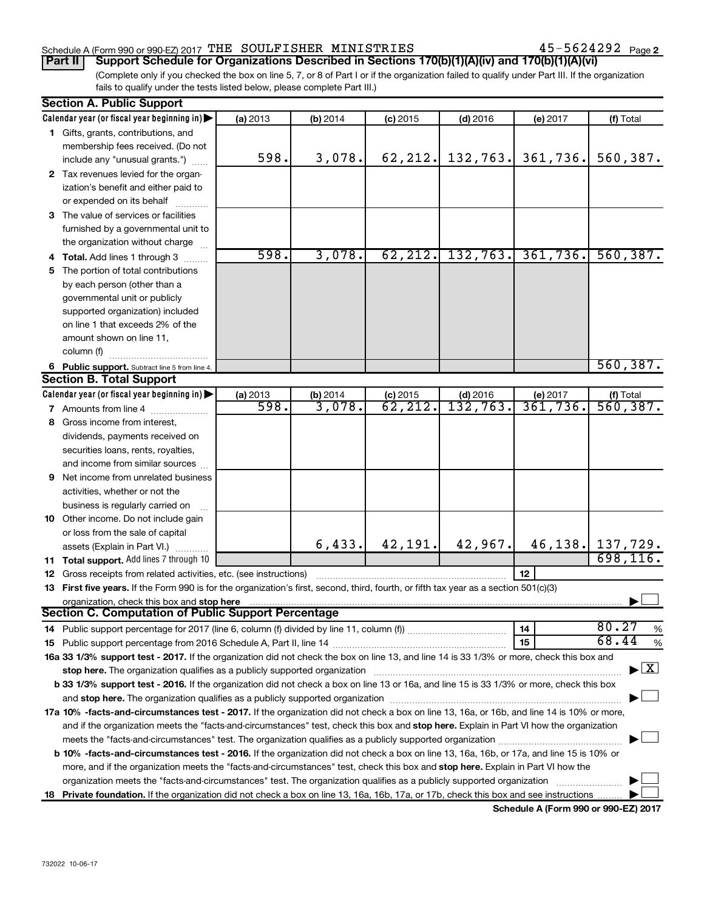Schedule A (Form 990 or 990-EZ) 2017 THE SOULFISHER MINISTRIES 45-5624292 Page 2

**Part II | Support Schedule for Organizations Described in Sections 170(b)(1)(A)(iv) and 170(b)(1)(A)(vi)**

(Complete only if you checked the box on line 5, 7, or 8 of Part I or if the organization failed to qualify under Part III. If the organization fails to qualify under the tests listed below, please complete Part III.)

**Section A. Public Support**

| Calendar year (or fiscal year beginning in) ▶ | (a) 2013 | (b) 2014 | (c) 2015 | (d) 2016 | (e) 2017 | (f) Total |
|---|---|---|---|---|---|---|
| **1** Gifts, grants, contributions, and membership fees received. (Do not include any "unusual grants.") | 598. | 3,078. | 62,212. | 132,763. | 361,736. | 560,387. |
| **2** Tax revenues levied for the organization's benefit and either paid to or expended on its behalf | | | | | | |
| **3** The value of services or facilities furnished by a governmental unit to the organization without charge | | | | | | |
| **4 Total.** Add lines 1 through 3 | 598. | 3,078. | 62,212. | 132,763. | 361,736. | 560,387. |
| **5** The portion of total contributions by each person (other than a governmental unit or publicly supported organization) included on line 1 that exceeds 2% of the amount shown on line 11, column (f) | | | | | | |
| **6 Public support.** Subtract line 5 from line 4. | | | | | | 560,387. |

**Section B. Total Support**

| Calendar year (or fiscal year beginning in) ▶ | (a) 2013 | (b) 2014 | (c) 2015 | (d) 2016 | (e) 2017 | (f) Total |
|---|---|---|---|---|---|---|
| **7** Amounts from line 4 | 598. | 3,078. | 62,212. | 132,763. | 361,736. | 560,387. |
| **8** Gross income from interest, dividends, payments received on securities loans, rents, royalties, and income from similar sources | | | | | | |
| **9** Net income from unrelated business activities, whether or not the business is regularly carried on | | | | | | |
| **10** Other income. Do not include gain or loss from the sale of capital assets (Explain in Part VI.) | | 6,433. | 42,191. | 42,967. | 46,138. | 137,729. |
| **11 Total support.** Add lines 7 through 10 | | | | | | 698,116. |
| **12** Gross receipts from related activities, etc. (see instructions) | | | | | 12 | |

**13 First five years.** If the Form 990 is for the organization's first, second, third, fourth, or fifth tax year as a section 501(c)(3) organization, check this box and **stop here** ▶ ☐

**Section C. Computation of Public Support Percentage**

| | | |
|---|---|---|
| **14** Public support percentage for 2017 (line 6, column (f) divided by line 11, column (f)) | 14 | 80.27 % |
| **15** Public support percentage from 2016 Schedule A, Part II, line 14 | 15 | 68.44 % |

**16a 33 1/3% support test - 2017.** If the organization did not check the box on line 13, and line 14 is 33 1/3% or more, check this box and **stop here.** The organization qualifies as a publicly supported organization ▶ ☒

**b 33 1/3% support test - 2016.** If the organization did not check a box on line 13 or 16a, and line 15 is 33 1/3% or more, check this box and **stop here.** The organization qualifies as a publicly supported organization ▶ ☐

**17a 10% -facts-and-circumstances test - 2017.** If the organization did not check a box on line 13, 16a, or 16b, and line 14 is 10% or more, and if the organization meets the "facts-and-circumstances" test, check this box and **stop here.** Explain in Part VI how the organization meets the "facts-and-circumstances" test. The organization qualifies as a publicly supported organization ▶ ☐

**b 10% -facts-and-circumstances test - 2016.** If the organization did not check a box on line 13, 16a, 16b, or 17a, and line 15 is 10% or more, and if the organization meets the "facts-and-circumstances" test, check this box and **stop here.** Explain in Part VI how the organization meets the "facts-and-circumstances" test. The organization qualifies as a publicly supported organization ▶ ☐

**18 Private foundation.** If the organization did not check a box on line 13, 16a, 16b, 17a, or 17b, check this box and see instructions ▶ ☐

**Schedule A (Form 990 or 990-EZ) 2017**

732022 10-06-17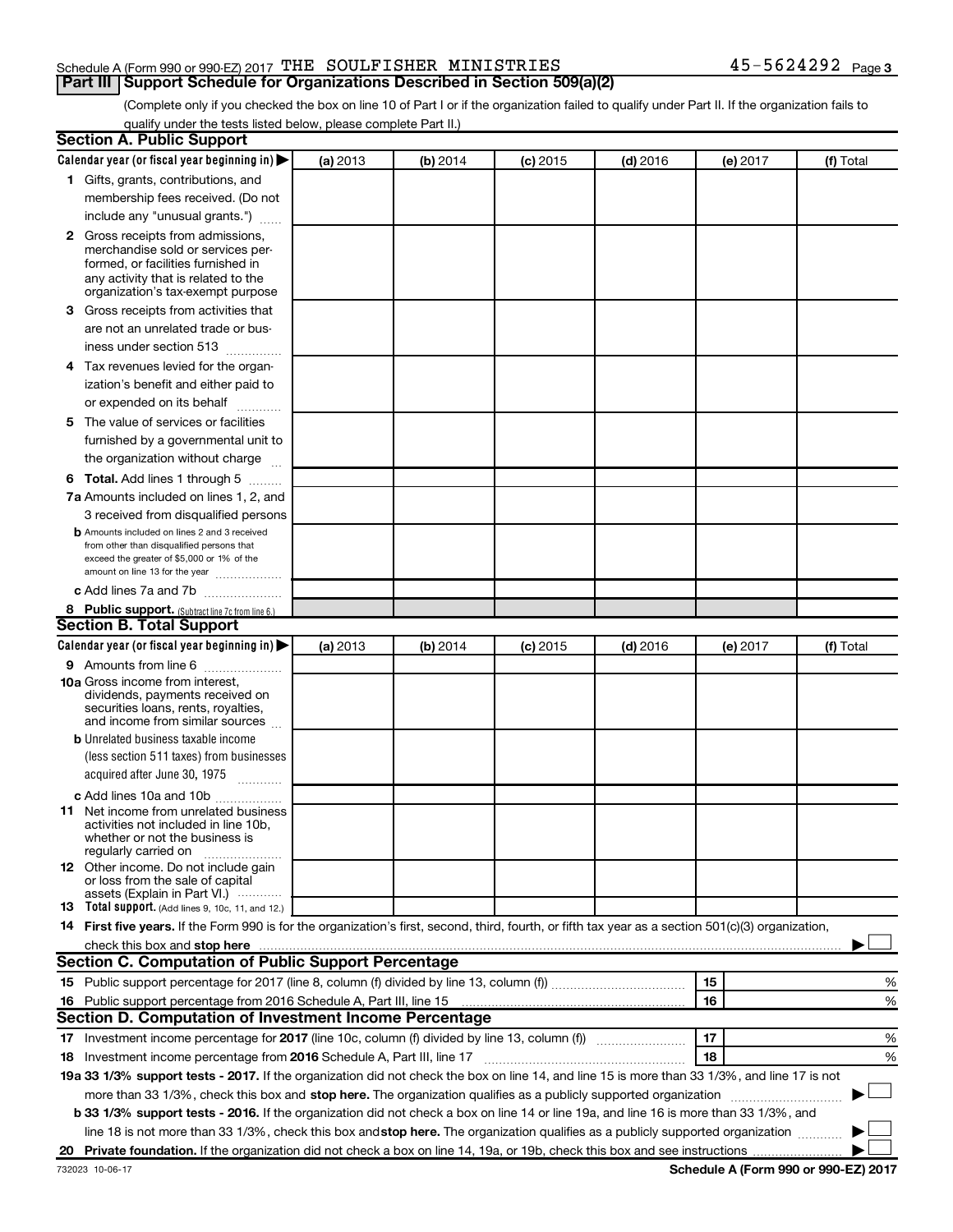Schedule A (Form 990 or 990-EZ) 2017 THE SOULFISHER MINISTRIES 45-5624292 Page 3

## Part III Support Schedule for Organizations Described in Section 509(a)(2)

(Complete only if you checked the box on line 10 of Part I or if the organization failed to qualify under Part II. If the organization fails to qualify under the tests listed below, please complete Part II.)

### Section A. Public Support

| Calendar year (or fiscal year beginning in) ▶ | (a) 2013 | (b) 2014 | (c) 2015 | (d) 2016 | (e) 2017 | (f) Total |
|---|---|---|---|---|---|---|
| **1** Gifts, grants, contributions, and membership fees received. (Do not include any "unusual grants.") | | | | | | |
| **2** Gross receipts from admissions, merchandise sold or services performed, or facilities furnished in any activity that is related to the organization's tax-exempt purpose | | | | | | |
| **3** Gross receipts from activities that are not an unrelated trade or business under section 513 | | | | | | |
| **4** Tax revenues levied for the organization's benefit and either paid to or expended on its behalf | | | | | | |
| **5** The value of services or facilities furnished by a governmental unit to the organization without charge | | | | | | |
| **6** **Total.** Add lines 1 through 5 | | | | | | |
| **7a** Amounts included on lines 1, 2, and 3 received from disqualified persons | | | | | | |
| **b** Amounts included on lines 2 and 3 received from other than disqualified persons that exceed the greater of $5,000 or 1% of the amount on line 13 for the year | | | | | | |
| **c** Add lines 7a and 7b | | | | | | |
| **8** **Public support.** (Subtract line 7c from line 6.) | | | | | | |

### Section B. Total Support

| Calendar year (or fiscal year beginning in) ▶ | (a) 2013 | (b) 2014 | (c) 2015 | (d) 2016 | (e) 2017 | (f) Total |
|---|---|---|---|---|---|---|
| **9** Amounts from line 6 | | | | | | |
| **10a** Gross income from interest, dividends, payments received on securities loans, rents, royalties, and income from similar sources | | | | | | |
| **b** Unrelated business taxable income (less section 511 taxes) from businesses acquired after June 30, 1975 | | | | | | |
| **c** Add lines 10a and 10b | | | | | | |
| **11** Net income from unrelated business activities not included in line 10b, whether or not the business is regularly carried on | | | | | | |
| **12** Other income. Do not include gain or loss from the sale of capital assets (Explain in Part VI.) | | | | | | |
| **13** **Total support.** (Add lines 9, 10c, 11, and 12.) | | | | | | |

**14** **First five years.** If the Form 990 is for the organization's first, second, third, fourth, or fifth tax year as a section 501(c)(3) organization, check this box and **stop here** ▶ ☐

### Section C. Computation of Public Support Percentage

| | | | |
|---|---|---|---|
| **15** | Public support percentage for 2017 (line 8, column (f) divided by line 13, column (f)) | 15 | % |
| **16** | Public support percentage from 2016 Schedule A, Part III, line 15 | 16 | % |

### Section D. Computation of Investment Income Percentage

| | | | |
|---|---|---|---|
| **17** | Investment income percentage for **2017** (line 10c, column (f) divided by line 13, column (f)) | 17 | % |
| **18** | Investment income percentage from **2016** Schedule A, Part III, line 17 | 18 | % |

**19a** **33 1/3% support tests - 2017.** If the organization did not check the box on line 14, and line 15 is more than 33 1/3%, and line 17 is not more than 33 1/3%, check this box and **stop here.** The organization qualifies as a publicly supported organization ▶ ☐

**b** **33 1/3% support tests - 2016.** If the organization did not check a box on line 14 or line 19a, and line 16 is more than 33 1/3%, and line 18 is not more than 33 1/3%, check this box and **stop here.** The organization qualifies as a publicly supported organization ▶ ☐

**20** **Private foundation.** If the organization did not check a box on line 14, 19a, or 19b, check this box and see instructions ▶ ☐

732023 10-06-17 **Schedule A (Form 990 or 990-EZ) 2017**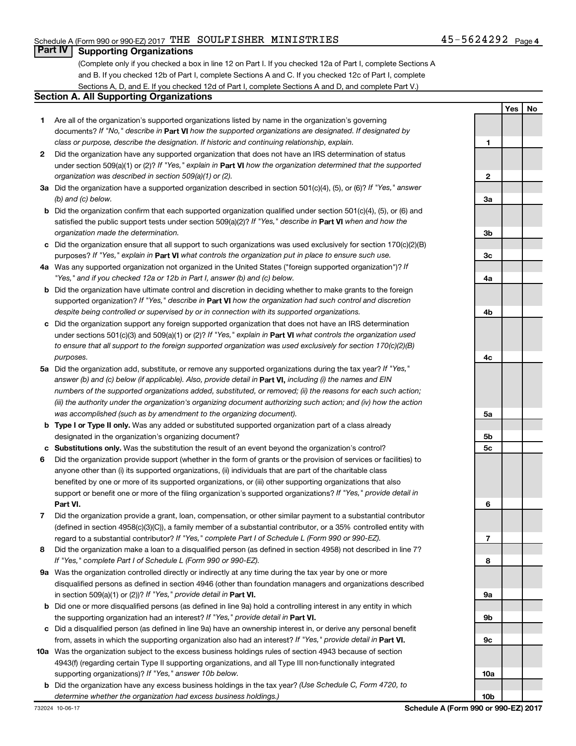## Part IV Supporting Organizations

(Complete only if you checked a box in line 12 on Part I. If you checked 12a of Part I, complete Sections A and B. If you checked 12b of Part I, complete Sections A and C. If you checked 12c of Part I, complete Sections A, D, and E. If you checked 12d of Part I, complete Sections A and D, and complete Part V.)

### Section A. All Supporting Organizations

| | | Line | Yes | No |
|---|---|---|---|---|
| **1** | Are all of the organization's supported organizations listed by name in the organization's governing documents? *If "No," describe in* **Part VI** *how the supported organizations are designated. If designated by class or purpose, describe the designation. If historic and continuing relationship, explain.* | 1 | | |
| **2** | Did the organization have any supported organization that does not have an IRS determination of status under section 509(a)(1) or (2)? *If "Yes," explain in* **Part VI** *how the organization determined that the supported organization was described in section 509(a)(1) or (2).* | 2 | | |
| **3a** | Did the organization have a supported organization described in section 501(c)(4), (5), or (6)? *If "Yes," answer (b) and (c) below.* | 3a | | |
| **b** | Did the organization confirm that each supported organization qualified under section 501(c)(4), (5), or (6) and satisfied the public support tests under section 509(a)(2)? *If "Yes," describe in* **Part VI** *when and how the organization made the determination.* | 3b | | |
| **c** | Did the organization ensure that all support to such organizations was used exclusively for section 170(c)(2)(B) purposes? *If "Yes," explain in* **Part VI** *what controls the organization put in place to ensure such use.* | 3c | | |
| **4a** | Was any supported organization not organized in the United States ("foreign supported organization")? *If "Yes," and if you checked 12a or 12b in Part I, answer (b) and (c) below.* | 4a | | |
| **b** | Did the organization have ultimate control and discretion in deciding whether to make grants to the foreign supported organization? *If "Yes," describe in* **Part VI** *how the organization had such control and discretion despite being controlled or supervised by or in connection with its supported organizations.* | 4b | | |
| **c** | Did the organization support any foreign supported organization that does not have an IRS determination under sections 501(c)(3) and 509(a)(1) or (2)? *If "Yes," explain in* **Part VI** *what controls the organization used to ensure that all support to the foreign supported organization was used exclusively for section 170(c)(2)(B) purposes.* | 4c | | |
| **5a** | Did the organization add, substitute, or remove any supported organizations during the tax year? *If "Yes," answer (b) and (c) below (if applicable). Also, provide detail in* **Part VI,** *including (i) the names and EIN numbers of the supported organizations added, substituted, or removed; (ii) the reasons for each such action; (iii) the authority under the organization's organizing document authorizing such action; and (iv) how the action was accomplished (such as by amendment to the organizing document).* | 5a | | |
| **b** | **Type I or Type II only.** Was any added or substituted supported organization part of a class already designated in the organization's organizing document? | 5b | | |
| **c** | **Substitutions only.** Was the substitution the result of an event beyond the organization's control? | 5c | | |
| **6** | Did the organization provide support (whether in the form of grants or the provision of services or facilities) to anyone other than (i) its supported organizations, (ii) individuals that are part of the charitable class benefited by one or more of its supported organizations, or (iii) other supporting organizations that also support or benefit one or more of the filing organization's supported organizations? *If "Yes," provide detail in* **Part VI.** | 6 | | |
| **7** | Did the organization provide a grant, loan, compensation, or other similar payment to a substantial contributor (defined in section 4958(c)(3)(C)), a family member of a substantial contributor, or a 35% controlled entity with regard to a substantial contributor? *If "Yes," complete Part I of Schedule L (Form 990 or 990-EZ).* | 7 | | |
| **8** | Did the organization make a loan to a disqualified person (as defined in section 4958) not described in line 7? *If "Yes," complete Part I of Schedule L (Form 990 or 990-EZ).* | 8 | | |
| **9a** | Was the organization controlled directly or indirectly at any time during the tax year by one or more disqualified persons as defined in section 4946 (other than foundation managers and organizations described in section 509(a)(1) or (2))? *If "Yes," provide detail in* **Part VI.** | 9a | | |
| **b** | Did one or more disqualified persons (as defined in line 9a) hold a controlling interest in any entity in which the supporting organization had an interest? *If "Yes," provide detail in* **Part VI.** | 9b | | |
| **c** | Did a disqualified person (as defined in line 9a) have an ownership interest in, or derive any personal benefit from, assets in which the supporting organization also had an interest? *If "Yes," provide detail in* **Part VI.** | 9c | | |
| **10a** | Was the organization subject to the excess business holdings rules of section 4943 because of section 4943(f) (regarding certain Type II supporting organizations, and all Type III non-functionally integrated supporting organizations)? *If "Yes," answer 10b below.* | 10a | | |
| **b** | Did the organization have any excess business holdings in the tax year? *(Use Schedule C, Form 4720, to determine whether the organization had excess business holdings.)* | 10b | | |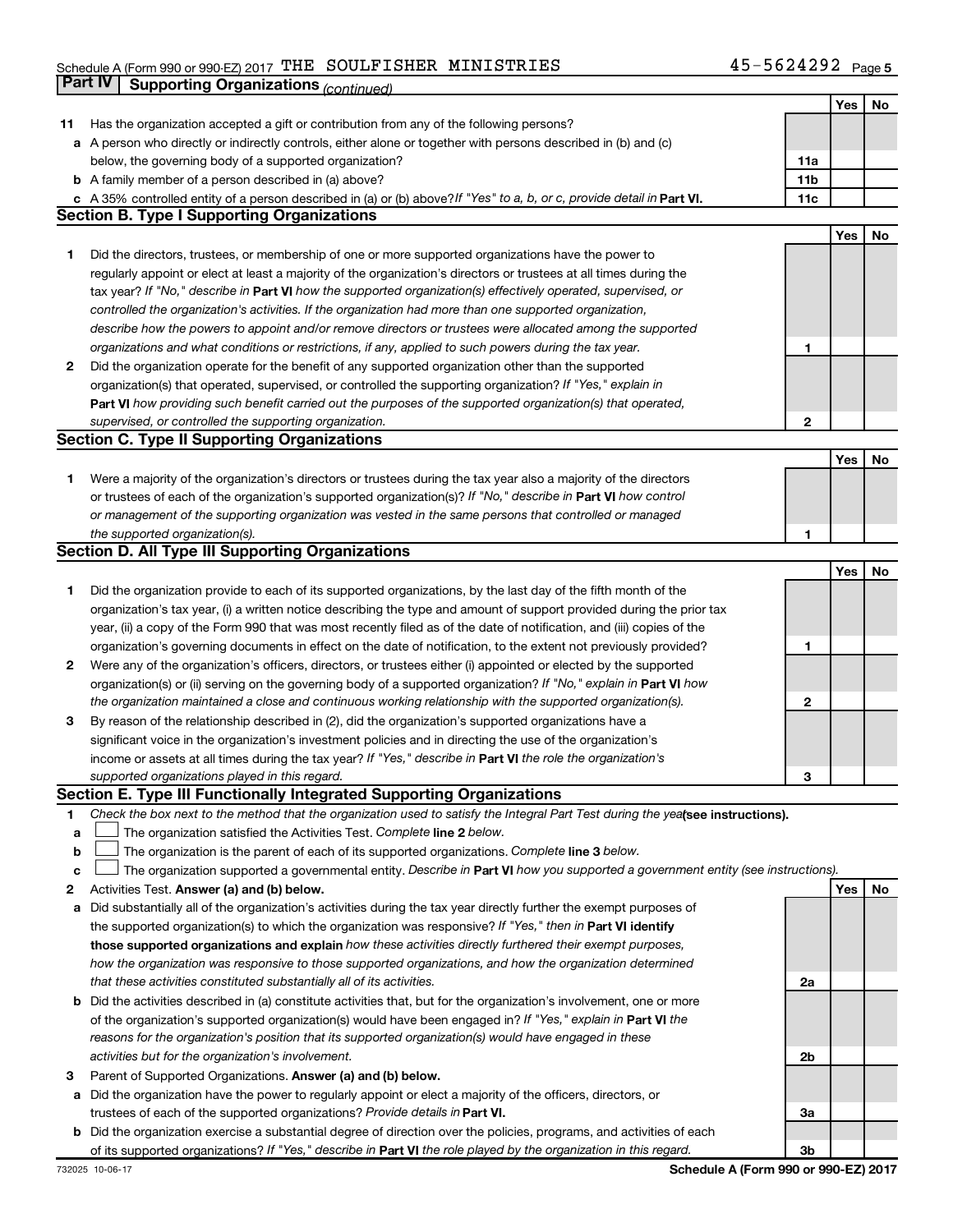Schedule A (Form 990 or 990-EZ) 2017 THE SOULFISHER MINISTRIES 45-5624292 Page 5

## Part IV Supporting Organizations *(continued)*

| | | | Yes | No |
|---|---|---|---|---|
| **11** | Has the organization accepted a gift or contribution from any of the following persons? | | | |
| **a** | A person who directly or indirectly controls, either alone or together with persons described in (b) and (c) below, the governing body of a supported organization? | **11a** | | |
| **b** | A family member of a person described in (a) above? | **11b** | | |
| **c** | A 35% controlled entity of a person described in (a) or (b) above? *If "Yes" to a, b, or c, provide detail in* **Part VI.** | **11c** | | |

### Section B. Type I Supporting Organizations

| | | | Yes | No |
|---|---|---|---|---|
| **1** | Did the directors, trustees, or membership of one or more supported organizations have the power to regularly appoint or elect at least a majority of the organization's directors or trustees at all times during the tax year? *If "No," describe in* **Part VI** *how the supported organization(s) effectively operated, supervised, or controlled the organization's activities. If the organization had more than one supported organization, describe how the powers to appoint and/or remove directors or trustees were allocated among the supported organizations and what conditions or restrictions, if any, applied to such powers during the tax year.* | **1** | | |
| **2** | Did the organization operate for the benefit of any supported organization other than the supported organization(s) that operated, supervised, or controlled the supporting organization? *If "Yes," explain in* **Part VI** *how providing such benefit carried out the purposes of the supported organization(s) that operated, supervised, or controlled the supporting organization.* | **2** | | |

### Section C. Type II Supporting Organizations

| | | | Yes | No |
|---|---|---|---|---|
| **1** | Were a majority of the organization's directors or trustees during the tax year also a majority of the directors or trustees of each of the organization's supported organization(s)? *If "No," describe in* **Part VI** *how control or management of the supporting organization was vested in the same persons that controlled or managed the supported organization(s).* | **1** | | |

### Section D. All Type III Supporting Organizations

| | | | Yes | No |
|---|---|---|---|---|
| **1** | Did the organization provide to each of its supported organizations, by the last day of the fifth month of the organization's tax year, (i) a written notice describing the type and amount of support provided during the prior tax year, (ii) a copy of the Form 990 that was most recently filed as of the date of notification, and (iii) copies of the organization's governing documents in effect on the date of notification, to the extent not previously provided? | **1** | | |
| **2** | Were any of the organization's officers, directors, or trustees either (i) appointed or elected by the supported organization(s) or (ii) serving on the governing body of a supported organization? *If "No," explain in* **Part VI** *how the organization maintained a close and continuous working relationship with the supported organization(s).* | **2** | | |
| **3** | By reason of the relationship described in (2), did the organization's supported organizations have a significant voice in the organization's investment policies and in directing the use of the organization's income or assets at all times during the tax year? *If "Yes," describe in* **Part VI** *the role the organization's supported organizations played in this regard.* | **3** | | |

### Section E. Type III Functionally Integrated Supporting Organizations

**1** *Check the box next to the method that the organization used to satisfy the Integral Part Test during the year* **(see instructions).**

- **a** ☐ The organization satisfied the Activities Test. *Complete* **line 2** *below.*
- **b** ☐ The organization is the parent of each of its supported organizations. *Complete* **line 3** *below.*
- **c** ☐ The organization supported a governmental entity. *Describe in* **Part VI** *how you supported a government entity (see instructions).*

| | | | Yes | No |
|---|---|---|---|---|
| **2** | Activities Test. **Answer (a) and (b) below.** | | | |
| **a** | Did substantially all of the organization's activities during the tax year directly further the exempt purposes of the supported organization(s) to which the organization was responsive? *If "Yes," then in* **Part VI identify those supported organizations and explain** *how these activities directly furthered their exempt purposes, how the organization was responsive to those supported organizations, and how the organization determined that these activities constituted substantially all of its activities.* | **2a** | | |
| **b** | Did the activities described in (a) constitute activities that, but for the organization's involvement, one or more of the organization's supported organization(s) would have been engaged in? *If "Yes," explain in* **Part VI** *the reasons for the organization's position that its supported organization(s) would have engaged in these activities but for the organization's involvement.* | **2b** | | |
| **3** | Parent of Supported Organizations. **Answer (a) and (b) below.** | | | |
| **a** | Did the organization have the power to regularly appoint or elect a majority of the officers, directors, or trustees of each of the supported organizations? *Provide details in* **Part VI.** | **3a** | | |
| **b** | Did the organization exercise a substantial degree of direction over the policies, programs, and activities of each of its supported organizations? *If "Yes," describe in* **Part VI** *the role played by the organization in this regard.* | **3b** | | |

732025 10-06-17 **Schedule A (Form 990 or 990-EZ) 2017**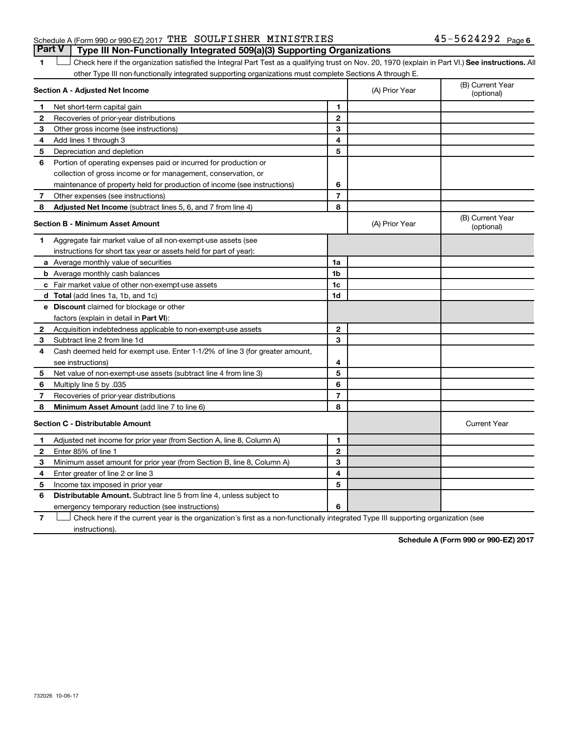Schedule A (Form 990 or 990-EZ) 2017 THE SOULFISHER MINISTRIES 45-5624292 Page 6

## Part V Type III Non-Functionally Integrated 509(a)(3) Supporting Organizations

1 ☐ Check here if the organization satisfied the Integral Part Test as a qualifying trust on Nov. 20, 1970 (explain in Part VI.) **See instructions.** All other Type III non-functionally integrated supporting organizations must complete Sections A through E.

| **Section A - Adjusted Net Income** | | | (A) Prior Year | (B) Current Year (optional) |
|---|---|---|---|---|
| 1 | Net short-term capital gain | 1 | | |
| 2 | Recoveries of prior-year distributions | 2 | | |
| 3 | Other gross income (see instructions) | 3 | | |
| 4 | Add lines 1 through 3 | 4 | | |
| 5 | Depreciation and depletion | 5 | | |
| 6 | Portion of operating expenses paid or incurred for production or collection of gross income or for management, conservation, or maintenance of property held for production of income (see instructions) | 6 | | |
| 7 | Other expenses (see instructions) | 7 | | |
| 8 | **Adjusted Net Income** (subtract lines 5, 6, and 7 from line 4) | 8 | | |

| **Section B - Minimum Asset Amount** | | | (A) Prior Year | (B) Current Year (optional) |
|---|---|---|---|---|
| 1 | Aggregate fair market value of all non-exempt-use assets (see instructions for short tax year or assets held for part of year): | | | |
| a | Average monthly value of securities | 1a | | |
| b | Average monthly cash balances | 1b | | |
| c | Fair market value of other non-exempt-use assets | 1c | | |
| d | **Total** (add lines 1a, 1b, and 1c) | 1d | | |
| e | **Discount** claimed for blockage or other factors (explain in detail in **Part VI**): | | | |
| 2 | Acquisition indebtedness applicable to non-exempt-use assets | 2 | | |
| 3 | Subtract line 2 from line 1d | 3 | | |
| 4 | Cash deemed held for exempt use. Enter 1-1/2% of line 3 (for greater amount, see instructions) | 4 | | |
| 5 | Net value of non-exempt-use assets (subtract line 4 from line 3) | 5 | | |
| 6 | Multiply line 5 by .035 | 6 | | |
| 7 | Recoveries of prior-year distributions | 7 | | |
| 8 | **Minimum Asset Amount** (add line 7 to line 6) | 8 | | |

| **Section C - Distributable Amount** | | | | Current Year |
|---|---|---|---|---|
| 1 | Adjusted net income for prior year (from Section A, line 8, Column A) | 1 | | |
| 2 | Enter 85% of line 1 | 2 | | |
| 3 | Minimum asset amount for prior year (from Section B, line 8, Column A) | 3 | | |
| 4 | Enter greater of line 2 or line 3 | 4 | | |
| 5 | Income tax imposed in prior year | 5 | | |
| 6 | **Distributable Amount.** Subtract line 5 from line 4, unless subject to emergency temporary reduction (see instructions) | 6 | | |

7 ☐ Check here if the current year is the organization's first as a non-functionally integrated Type III supporting organization (see instructions).

**Schedule A (Form 990 or 990-EZ) 2017**

732026 10-06-17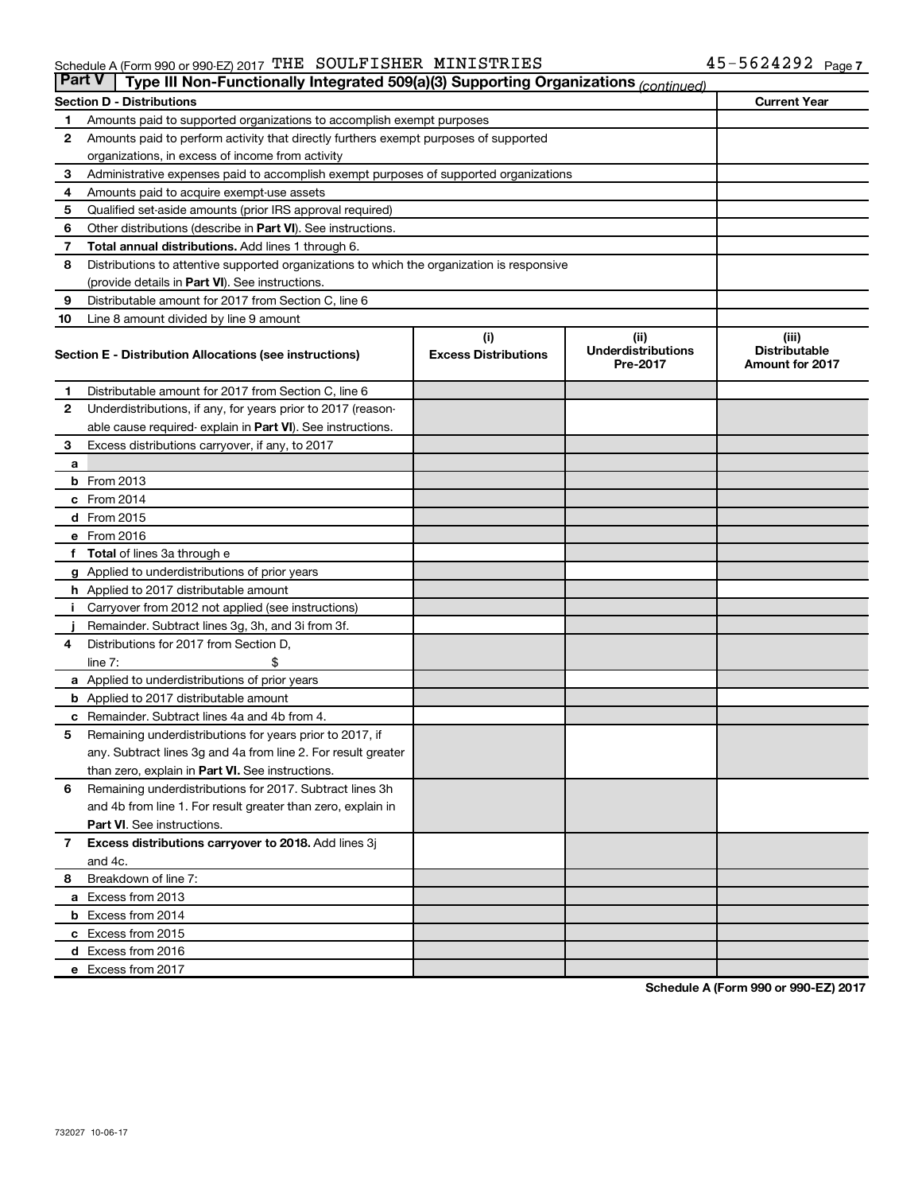Schedule A (Form 990 or 990-EZ) 2017 THE SOULFISHER MINISTRIES 45-5624292 Page 7

**Part V | Type III Non-Functionally Integrated 509(a)(3) Supporting Organizations** *(continued)*

| **Section D - Distributions** | | **Current Year** |
|---|---|---|
| 1 | Amounts paid to supported organizations to accomplish exempt purposes | |
| 2 | Amounts paid to perform activity that directly furthers exempt purposes of supported organizations, in excess of income from activity | |
| 3 | Administrative expenses paid to accomplish exempt purposes of supported organizations | |
| 4 | Amounts paid to acquire exempt-use assets | |
| 5 | Qualified set-aside amounts (prior IRS approval required) | |
| 6 | Other distributions (describe in **Part VI**). See instructions. | |
| 7 | **Total annual distributions.** Add lines 1 through 6. | |
| 8 | Distributions to attentive supported organizations to which the organization is responsive (provide details in **Part VI**). See instructions. | |
| 9 | Distributable amount for 2017 from Section C, line 6 | |
| 10 | Line 8 amount divided by line 9 amount | |

| **Section E - Distribution Allocations (see instructions)** | (i) **Excess Distributions** | (ii) **Underdistributions Pre-2017** | (iii) **Distributable Amount for 2017** |
|---|---|---|---|
| **1** Distributable amount for 2017 from Section C, line 6 | | | |
| **2** Underdistributions, if any, for years prior to 2017 (reasonable cause required- explain in **Part VI**). See instructions. | | | |
| **3** Excess distributions carryover, if any, to 2017 | | | |
| **a** | | | |
| **b** From 2013 | | | |
| **c** From 2014 | | | |
| **d** From 2015 | | | |
| **e** From 2016 | | | |
| **f Total** of lines 3a through e | | | |
| **g** Applied to underdistributions of prior years | | | |
| **h** Applied to 2017 distributable amount | | | |
| **i** Carryover from 2012 not applied (see instructions) | | | |
| **j** Remainder. Subtract lines 3g, 3h, and 3i from 3f. | | | |
| **4** Distributions for 2017 from Section D, line 7: $ | | | |
| **a** Applied to underdistributions of prior years | | | |
| **b** Applied to 2017 distributable amount | | | |
| **c** Remainder. Subtract lines 4a and 4b from 4. | | | |
| **5** Remaining underdistributions for years prior to 2017, if any. Subtract lines 3g and 4a from line 2. For result greater than zero, explain in **Part VI.** See instructions. | | | |
| **6** Remaining underdistributions for 2017. Subtract lines 3h and 4b from line 1. For result greater than zero, explain in **Part VI**. See instructions. | | | |
| **7 Excess distributions carryover to 2018.** Add lines 3j and 4c. | | | |
| **8** Breakdown of line 7: | | | |
| **a** Excess from 2013 | | | |
| **b** Excess from 2014 | | | |
| **c** Excess from 2015 | | | |
| **d** Excess from 2016 | | | |
| **e** Excess from 2017 | | | |

**Schedule A (Form 990 or 990-EZ) 2017**

732027 10-06-17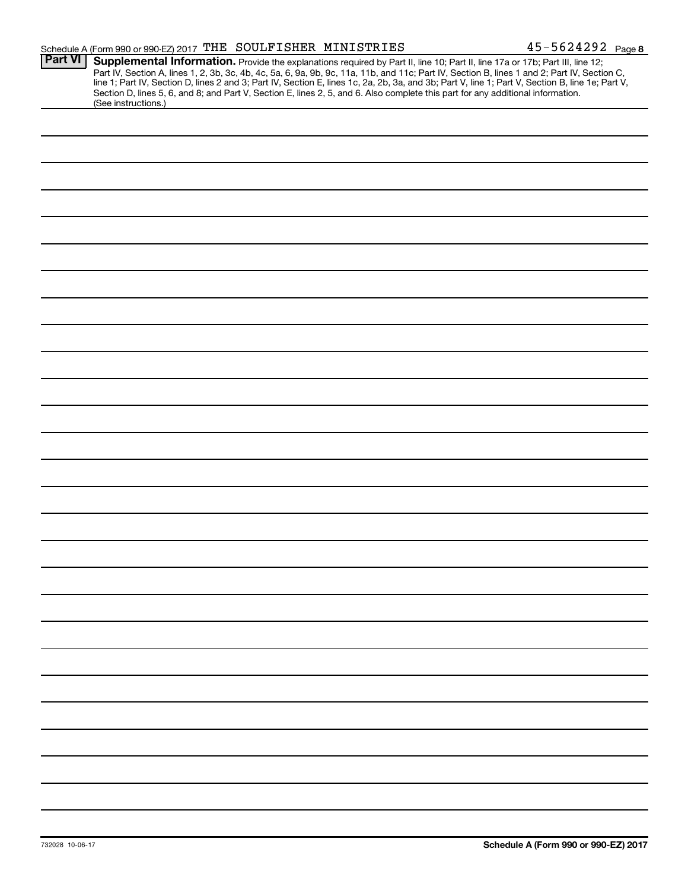Schedule A (Form 990 or 990-EZ) 2017 THE SOULFISHER MINISTRIES 45-5624292 Page 8

**Part VI** **Supplemental Information.** Provide the explanations required by Part II, line 10; Part II, line 17a or 17b; Part III, line 12; Part IV, Section A, lines 1, 2, 3b, 3c, 4b, 4c, 5a, 6, 9a, 9b, 9c, 11a, 11b, and 11c; Part IV, Section B, lines 1 and 2; Part IV, Section C, line 1; Part IV, Section D, lines 2 and 3; Part IV, Section E, lines 1c, 2a, 2b, 3a, and 3b; Part V, line 1; Part V, Section B, line 1e; Part V, Section D, lines 5, 6, and 8; and Part V, Section E, lines 2, 5, and 6. Also complete this part for any additional information. (See instructions.)

732028 10-06-17

**Schedule A (Form 990 or 990-EZ) 2017**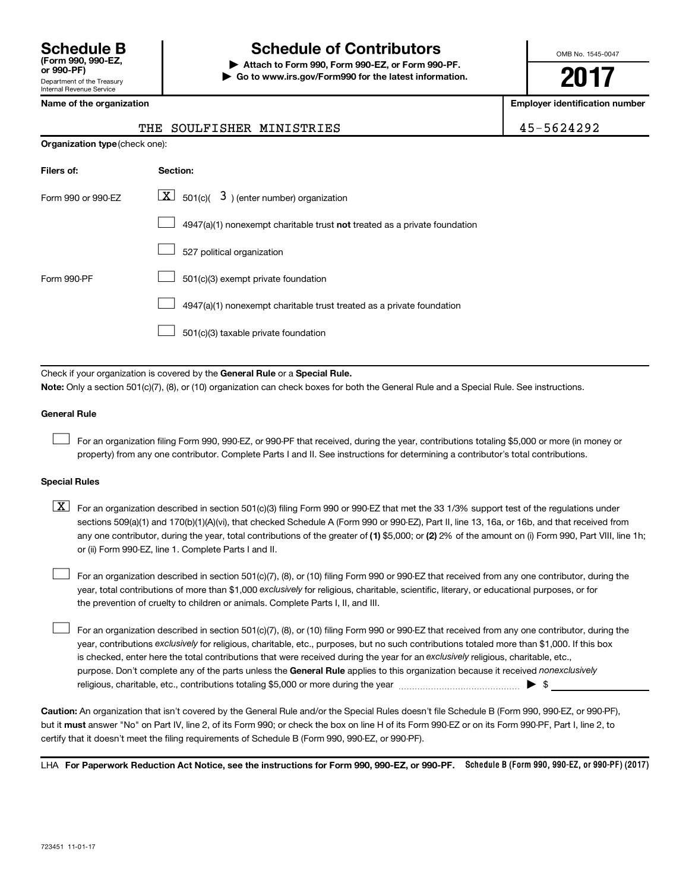**Schedule B** (Form 990, 990-EZ, or 990-PF)
Department of the Treasury
Internal Revenue Service

# Schedule of Contributors

▶ **Attach to Form 990, Form 990-EZ, or Form 990-PF.**
▶ **Go to www.irs.gov/Form990 for the latest information.**

OMB No. 1545-0047

**2017**

**Name of the organization**: THE SOULFISHER MINISTRIES

**Employer identification number**: 45-5624292

**Organization type** (check one):

| Filers of: | Section: |
|---|---|
| Form 990 or 990-EZ | [X] 501(c)( 3 ) (enter number) organization |
| | [ ] 4947(a)(1) nonexempt charitable trust **not** treated as a private foundation |
| | [ ] 527 political organization |
| Form 990-PF | [ ] 501(c)(3) exempt private foundation |
| | [ ] 4947(a)(1) nonexempt charitable trust treated as a private foundation |
| | [ ] 501(c)(3) taxable private foundation |

Check if your organization is covered by the **General Rule** or a **Special Rule.**

**Note:** Only a section 501(c)(7), (8), or (10) organization can check boxes for both the General Rule and a Special Rule. See instructions.

**General Rule**

[ ] For an organization filing Form 990, 990-EZ, or 990-PF that received, during the year, contributions totaling $5,000 or more (in money or property) from any one contributor. Complete Parts I and II. See instructions for determining a contributor's total contributions.

**Special Rules**

[X] For an organization described in section 501(c)(3) filing Form 990 or 990-EZ that met the 33 1/3% support test of the regulations under sections 509(a)(1) and 170(b)(1)(A)(vi), that checked Schedule A (Form 990 or 990-EZ), Part II, line 13, 16a, or 16b, and that received from any one contributor, during the year, total contributions of the greater of **(1)** $5,000; or **(2)** 2% of the amount on (i) Form 990, Part VIII, line 1h; or (ii) Form 990-EZ, line 1. Complete Parts I and II.

[ ] For an organization described in section 501(c)(7), (8), or (10) filing Form 990 or 990-EZ that received from any one contributor, during the year, total contributions of more than $1,000 *exclusively* for religious, charitable, scientific, literary, or educational purposes, or for the prevention of cruelty to children or animals. Complete Parts I, II, and III.

[ ] For an organization described in section 501(c)(7), (8), or (10) filing Form 990 or 990-EZ that received from any one contributor, during the year, contributions *exclusively* for religious, charitable, etc., purposes, but no such contributions totaled more than $1,000. If this box is checked, enter here the total contributions that were received during the year for an *exclusively* religious, charitable, etc., purpose. Don't complete any of the parts unless the **General Rule** applies to this organization because it received *nonexclusively* religious, charitable, etc., contributions totaling $5,000 or more during the year ▶ $ ____________

**Caution:** An organization that isn't covered by the General Rule and/or the Special Rules doesn't file Schedule B (Form 990, 990-EZ, or 990-PF), but it **must** answer "No" on Part IV, line 2, of its Form 990; or check the box on line H of its Form 990-EZ or on its Form 990-PF, Part I, line 2, to certify that it doesn't meet the filing requirements of Schedule B (Form 990, 990-EZ, or 990-PF).

LHA **For Paperwork Reduction Act Notice, see the instructions for Form 990, 990-EZ, or 990-PF.** **Schedule B (Form 990, 990-EZ, or 990-PF) (2017)**

723451 11-01-17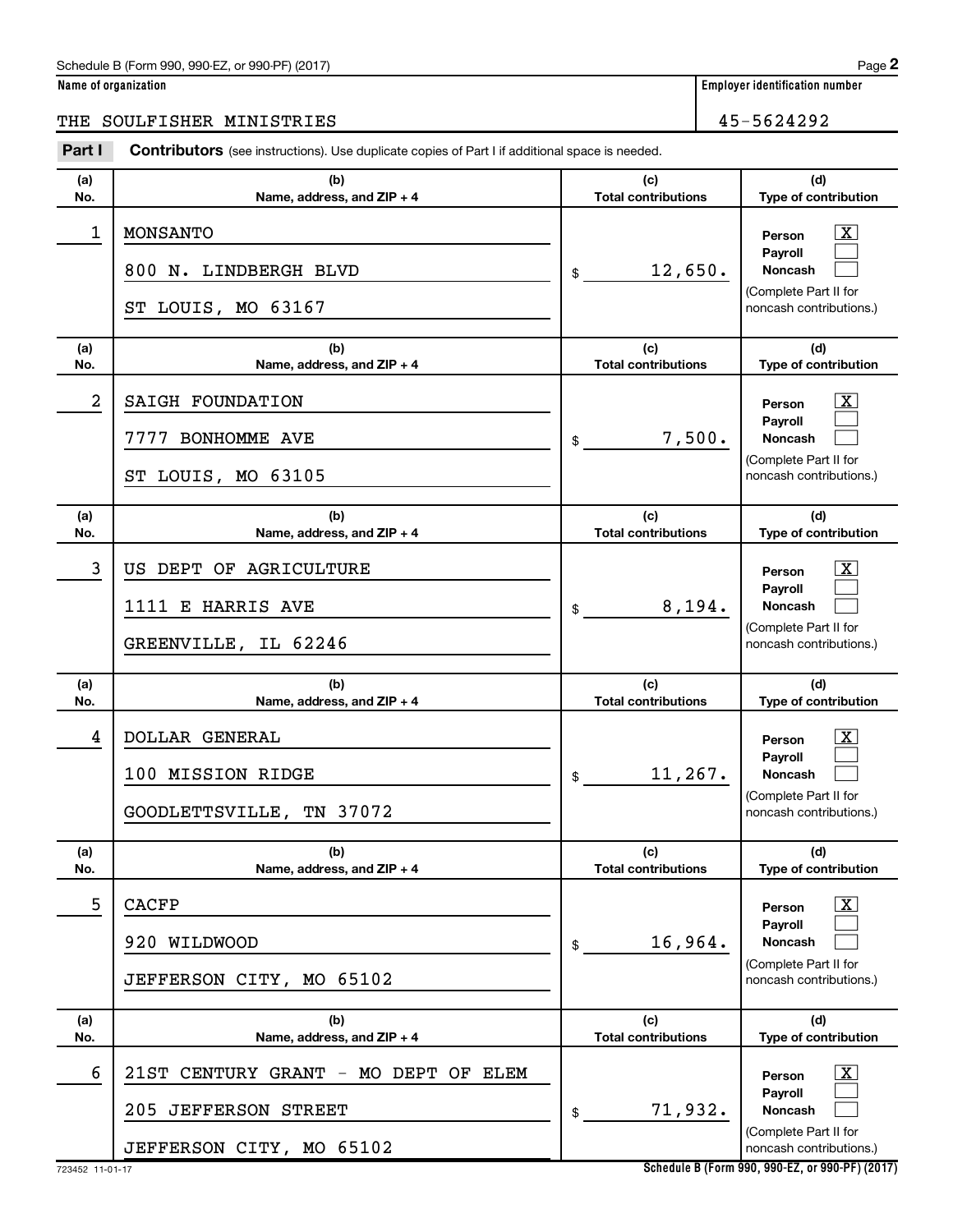**Name of organization** | **Employer identification number**

THE SOULFISHER MINISTRIES | 45-5624292

**Part I** **Contributors** (see instructions). Use duplicate copies of Part I if additional space is needed.

| (a) No. | (b) Name, address, and ZIP + 4 | (c) Total contributions | (d) Type of contribution |
|---|---|---|---|
| 1 | MONSANTO<br>800 N. LINDBERGH BLVD<br>ST LOUIS, MO 63167 | $ 12,650. | Person [X]<br>Payroll [ ]<br>Noncash [ ]<br>(Complete Part II for noncash contributions.) |
| 2 | SAIGH FOUNDATION<br>7777 BONHOMME AVE<br>ST LOUIS, MO 63105 | $ 7,500. | Person [X]<br>Payroll [ ]<br>Noncash [ ]<br>(Complete Part II for noncash contributions.) |
| 3 | US DEPT OF AGRICULTURE<br>1111 E HARRIS AVE<br>GREENVILLE, IL 62246 | $ 8,194. | Person [X]<br>Payroll [ ]<br>Noncash [ ]<br>(Complete Part II for noncash contributions.) |
| 4 | DOLLAR GENERAL<br>100 MISSION RIDGE<br>GOODLETTSVILLE, TN 37072 | $ 11,267. | Person [X]<br>Payroll [ ]<br>Noncash [ ]<br>(Complete Part II for noncash contributions.) |
| 5 | CACFP<br>920 WILDWOOD<br>JEFFERSON CITY, MO 65102 | $ 16,964. | Person [X]<br>Payroll [ ]<br>Noncash [ ]<br>(Complete Part II for noncash contributions.) |
| 6 | 21ST CENTURY GRANT - MO DEPT OF ELEM<br>205 JEFFERSON STREET<br>JEFFERSON CITY, MO 65102 | $ 71,932. | Person [X]<br>Payroll [ ]<br>Noncash [ ]<br>(Complete Part II for noncash contributions.) |

723452 11-01-17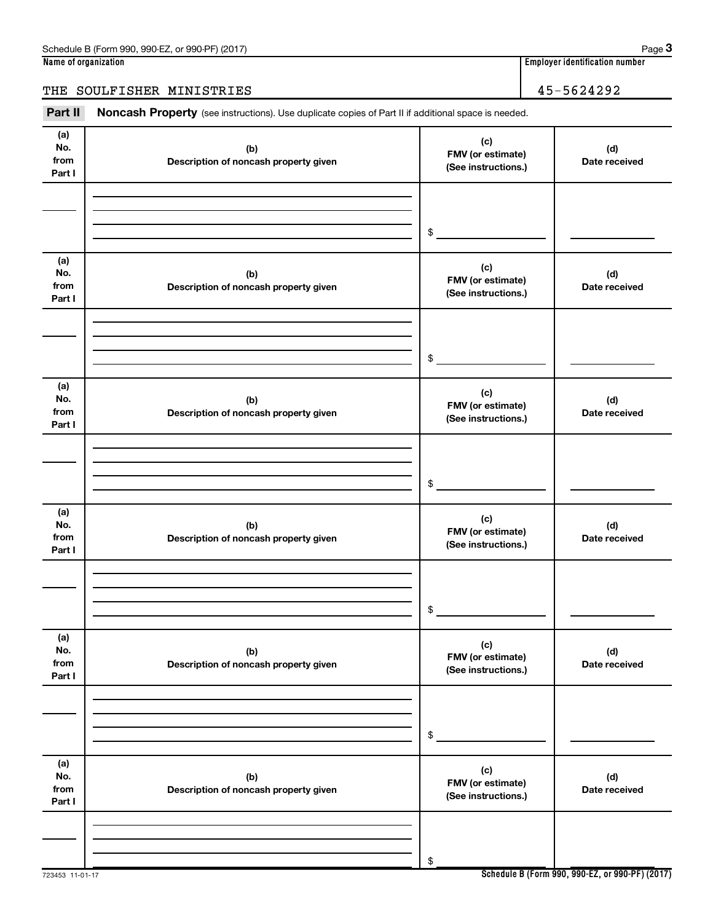Schedule B (Form 990, 990-EZ, or 990-PF) (2017)

**Name of organization**

THE SOULFISHER MINISTRIES

**Employer identification number**

45-5624292

**Part II** **Noncash Property** (see instructions). Use duplicate copies of Part II if additional space is needed.

| (a) No. from Part I | (b) Description of noncash property given | (c) FMV (or estimate) (See instructions.) | (d) Date received |
|---|---|---|---|
| | | $ | |

| (a) No. from Part I | (b) Description of noncash property given | (c) FMV (or estimate) (See instructions.) | (d) Date received |
|---|---|---|---|
| | | $ | |

| (a) No. from Part I | (b) Description of noncash property given | (c) FMV (or estimate) (See instructions.) | (d) Date received |
|---|---|---|---|
| | | $ | |

| (a) No. from Part I | (b) Description of noncash property given | (c) FMV (or estimate) (See instructions.) | (d) Date received |
|---|---|---|---|
| | | $ | |

| (a) No. from Part I | (b) Description of noncash property given | (c) FMV (or estimate) (See instructions.) | (d) Date received |
|---|---|---|---|
| | | $ | |

| (a) No. from Part I | (b) Description of noncash property given | (c) FMV (or estimate) (See instructions.) | (d) Date received |
|---|---|---|---|
| | | $ | |

723453 11-01-17

**Schedule B (Form 990, 990-EZ, or 990-PF) (2017)**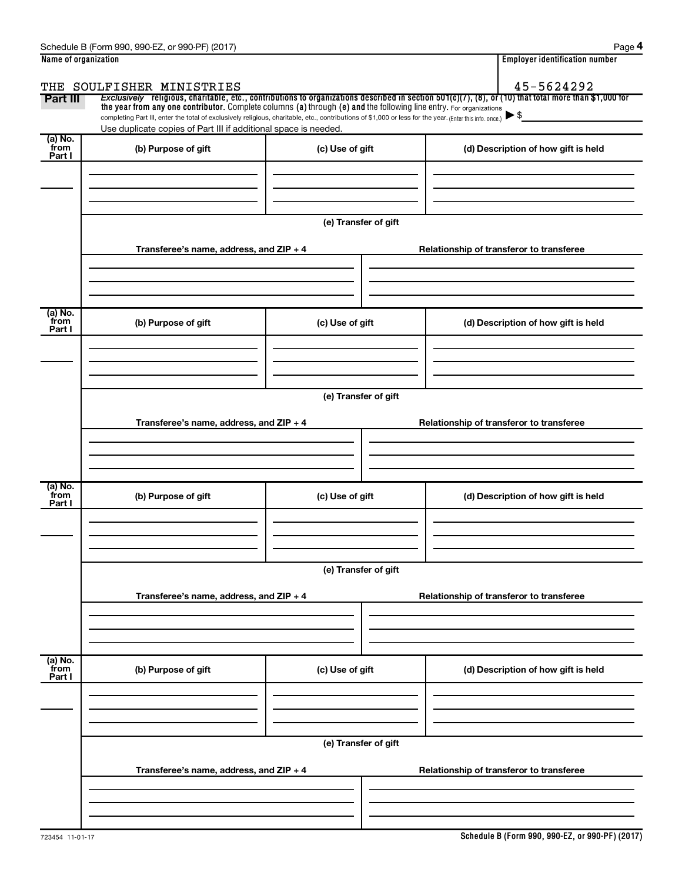Schedule B (Form 990, 990-EZ, or 990-PF) (2017)

| Name of organization | Employer identification number |
|---|---|
| THE SOULFISHER MINISTRIES | 45-5624292 |

**Part III** *Exclusively* religious, charitable, etc., contributions to organizations described in section 501(c)(7), (8), or (10) that total more than $1,000 for the year from any one contributor. Complete columns (a) through (e) and the following line entry. For organizations completing Part III, enter the total of exclusively religious, charitable, etc., contributions of $1,000 or less for the year. (Enter this info. once.) ▶ $

Use duplicate copies of Part III if additional space is needed.

| (a) No. from Part I | (b) Purpose of gift | (c) Use of gift | (d) Description of how gift is held |
|---|---|---|---|
| | | | |

(e) Transfer of gift

| Transferee's name, address, and ZIP + 4 | Relationship of transferor to transferee |
|---|---|
| | |

| (a) No. from Part I | (b) Purpose of gift | (c) Use of gift | (d) Description of how gift is held |
|---|---|---|---|
| | | | |

(e) Transfer of gift

| Transferee's name, address, and ZIP + 4 | Relationship of transferor to transferee |
|---|---|
| | |

| (a) No. from Part I | (b) Purpose of gift | (c) Use of gift | (d) Description of how gift is held |
|---|---|---|---|
| | | | |

(e) Transfer of gift

| Transferee's name, address, and ZIP + 4 | Relationship of transferor to transferee |
|---|---|
| | |

| (a) No. from Part I | (b) Purpose of gift | (c) Use of gift | (d) Description of how gift is held |
|---|---|---|---|
| | | | |

(e) Transfer of gift

| Transferee's name, address, and ZIP + 4 | Relationship of transferor to transferee |
|---|---|
| | |

723454 11-01-17

**Schedule B (Form 990, 990-EZ, or 990-PF) (2017)**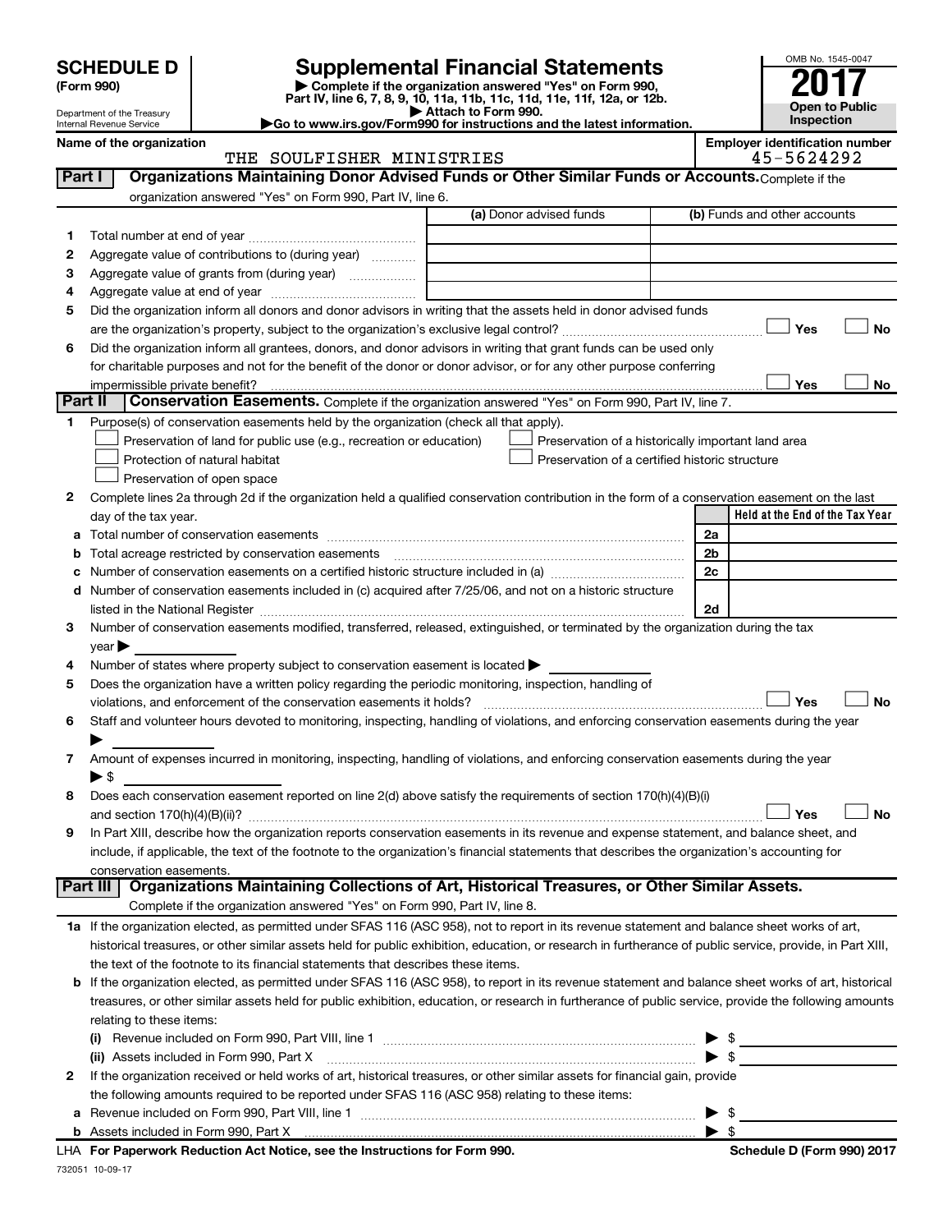# SCHEDULE D (Form 990)

Department of the Treasury
Internal Revenue Service

## Supplemental Financial Statements

▶ Complete if the organization answered "Yes" on Form 990, Part IV, line 6, 7, 8, 9, 10, 11a, 11b, 11c, 11d, 11e, 11f, 12a, or 12b.
▶ Attach to Form 990.
▶Go to www.irs.gov/Form990 for instructions and the latest information.

OMB No. 1545-0047

**2017**

**Open to Public Inspection**

**Name of the organization:** THE SOULFISHER MINISTRIES

**Employer identification number:** 45-5624292

### Part I Organizations Maintaining Donor Advised Funds or Other Similar Funds or Accounts. Complete if the organization answered "Yes" on Form 990, Part IV, line 6.

| | | (a) Donor advised funds | (b) Funds and other accounts |
|---|---|---|---|
| 1 | Total number at end of year | | |
| 2 | Aggregate value of contributions to (during year) | | |
| 3 | Aggregate value of grants from (during year) | | |
| 4 | Aggregate value at end of year | | |

5 Did the organization inform all donors and donor advisors in writing that the assets held in donor advised funds are the organization's property, subject to the organization's exclusive legal control? ☐ Yes ☐ No

6 Did the organization inform all grantees, donors, and donor advisors in writing that grant funds can be used only for charitable purposes and not for the benefit of the donor or donor advisor, or for any other purpose conferring impermissible private benefit? ☐ Yes ☐ No

### Part II Conservation Easements. Complete if the organization answered "Yes" on Form 990, Part IV, line 7.

1 Purpose(s) of conservation easements held by the organization (check all that apply).

- ☐ Preservation of land for public use (e.g., recreation or education)
- ☐ Protection of natural habitat
- ☐ Preservation of open space
- ☐ Preservation of a historically important land area
- ☐ Preservation of a certified historic structure

2 Complete lines 2a through 2d if the organization held a qualified conservation contribution in the form of a conservation easement on the last day of the tax year.

| | | | Held at the End of the Tax Year |
|---|---|---|---|
| a | Total number of conservation easements | 2a | |
| b | Total acreage restricted by conservation easements | 2b | |
| c | Number of conservation easements on a certified historic structure included in (a) | 2c | |
| d | Number of conservation easements included in (c) acquired after 7/25/06, and not on a historic structure listed in the National Register | 2d | |

3 Number of conservation easements modified, transferred, released, extinguished, or terminated by the organization during the tax year ▶

4 Number of states where property subject to conservation easement is located ▶

5 Does the organization have a written policy regarding the periodic monitoring, inspection, handling of violations, and enforcement of the conservation easements it holds? ☐ Yes ☐ No

6 Staff and volunteer hours devoted to monitoring, inspecting, handling of violations, and enforcing conservation easements during the year ▶

7 Amount of expenses incurred in monitoring, inspecting, handling of violations, and enforcing conservation easements during the year ▶ $

8 Does each conservation easement reported on line 2(d) above satisfy the requirements of section 170(h)(4)(B)(i) and section 170(h)(4)(B)(ii)? ☐ Yes ☐ No

9 In Part XIII, describe how the organization reports conservation easements in its revenue and expense statement, and balance sheet, and include, if applicable, the text of the footnote to the organization's financial statements that describes the organization's accounting for conservation easements.

### Part III Organizations Maintaining Collections of Art, Historical Treasures, or Other Similar Assets. Complete if the organization answered "Yes" on Form 990, Part IV, line 8.

1a If the organization elected, as permitted under SFAS 116 (ASC 958), not to report in its revenue statement and balance sheet works of art, historical treasures, or other similar assets held for public exhibition, education, or research in furtherance of public service, provide, in Part XIII, the text of the footnote to its financial statements that describes these items.

b If the organization elected, as permitted under SFAS 116 (ASC 958), to report in its revenue statement and balance sheet works of art, historical treasures, or other similar assets held for public exhibition, education, or research in furtherance of public service, provide the following amounts relating to these items:

(i) Revenue included on Form 990, Part VIII, line 1 ▶ $

(ii) Assets included in Form 990, Part X ▶ $

2 If the organization received or held works of art, historical treasures, or other similar assets for financial gain, provide the following amounts required to be reported under SFAS 116 (ASC 958) relating to these items:

a Revenue included on Form 990, Part VIII, line 1 ▶ $

b Assets included in Form 990, Part X ▶ $

LHA For Paperwork Reduction Act Notice, see the Instructions for Form 990. Schedule D (Form 990) 2017

732051 10-09-17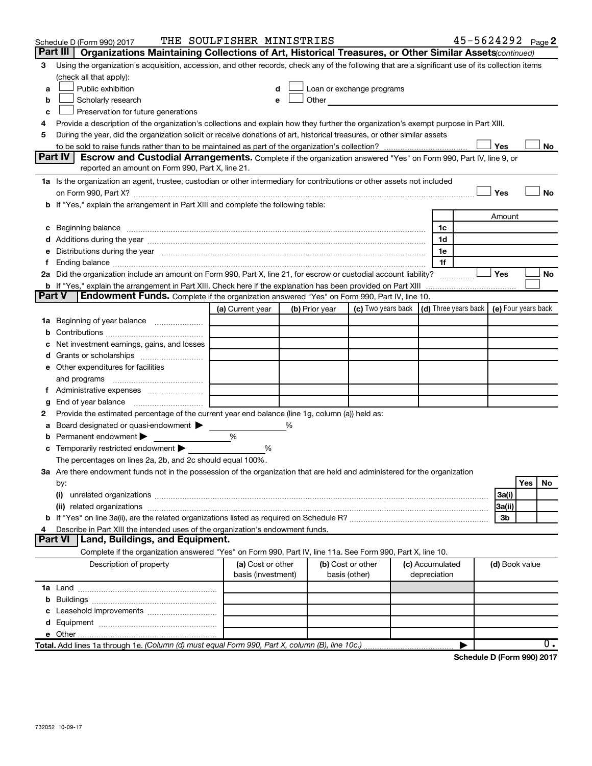Schedule D (Form 990) 2017 THE SOULFISHER MINISTRIES 45-5624292 Page 2

## Part III Organizations Maintaining Collections of Art, Historical Treasures, or Other Similar Assets *(continued)*

3 Using the organization's acquisition, accession, and other records, check any of the following that are a significant use of its collection items (check all that apply):

- a ☐ Public exhibition
- b ☐ Scholarly research
- c ☐ Preservation for future generations
- d ☐ Loan or exchange programs
- e ☐ Other

4 Provide a description of the organization's collections and explain how they further the organization's exempt purpose in Part XIII.

5 During the year, did the organization solicit or receive donations of art, historical treasures, or other similar assets to be sold to raise funds rather than to be maintained as part of the organization's collection? ☐ Yes ☐ No

## Part IV Escrow and Custodial Arrangements.

Complete if the organization answered "Yes" on Form 990, Part IV, line 9, or reported an amount on Form 990, Part X, line 21.

1a Is the organization an agent, trustee, custodian or other intermediary for contributions or other assets not included on Form 990, Part X? ☐ Yes ☐ No

b If "Yes," explain the arrangement in Part XIII and complete the following table:

| | | Amount |
|---|---|---|
| c Beginning balance | 1c | |
| d Additions during the year | 1d | |
| e Distributions during the year | 1e | |
| f Ending balance | 1f | |

2a Did the organization include an amount on Form 990, Part X, line 21, for escrow or custodial account liability? ☐ Yes ☐ No

b If "Yes," explain the arrangement in Part XIII. Check here if the explanation has been provided on Part XIII ☐

## Part V Endowment Funds.

Complete if the organization answered "Yes" on Form 990, Part IV, line 10.

| | (a) Current year | (b) Prior year | (c) Two years back | (d) Three years back | (e) Four years back |
|---|---|---|---|---|---|
| 1a Beginning of year balance | | | | | |
| b Contributions | | | | | |
| c Net investment earnings, gains, and losses | | | | | |
| d Grants or scholarships | | | | | |
| e Other expenditures for facilities and programs | | | | | |
| f Administrative expenses | | | | | |
| g End of year balance | | | | | |

2 Provide the estimated percentage of the current year end balance (line 1g, column (a)) held as:

- a Board designated or quasi-endowment ▶ %
- b Permanent endowment ▶ %
- c Temporarily restricted endowment ▶ %

The percentages on lines 2a, 2b, and 2c should equal 100%.

3a Are there endowment funds not in the possession of the organization that are held and administered for the organization by:

| | | Yes | No |
|---|---|---|---|
| (i) unrelated organizations | 3a(i) | | |
| (ii) related organizations | 3a(ii) | | |
| b If "Yes" on line 3a(ii), are the related organizations listed as required on Schedule R? | 3b | | |

4 Describe in Part XIII the intended uses of the organization's endowment funds.

## Part VI Land, Buildings, and Equipment.

Complete if the organization answered "Yes" on Form 990, Part IV, line 11a. See Form 990, Part X, line 10.

| Description of property | (a) Cost or other basis (investment) | (b) Cost or other basis (other) | (c) Accumulated depreciation | (d) Book value |
|---|---|---|---|---|
| 1a Land | | | | |
| b Buildings | | | | |
| c Leasehold improvements | | | | |
| d Equipment | | | | |
| e Other | | | | |
| **Total.** Add lines 1a through 1e. *(Column (d) must equal Form 990, Part X, column (B), line 10c.)* | | | ▶ | 0. |

**Schedule D (Form 990) 2017**

732052 10-09-17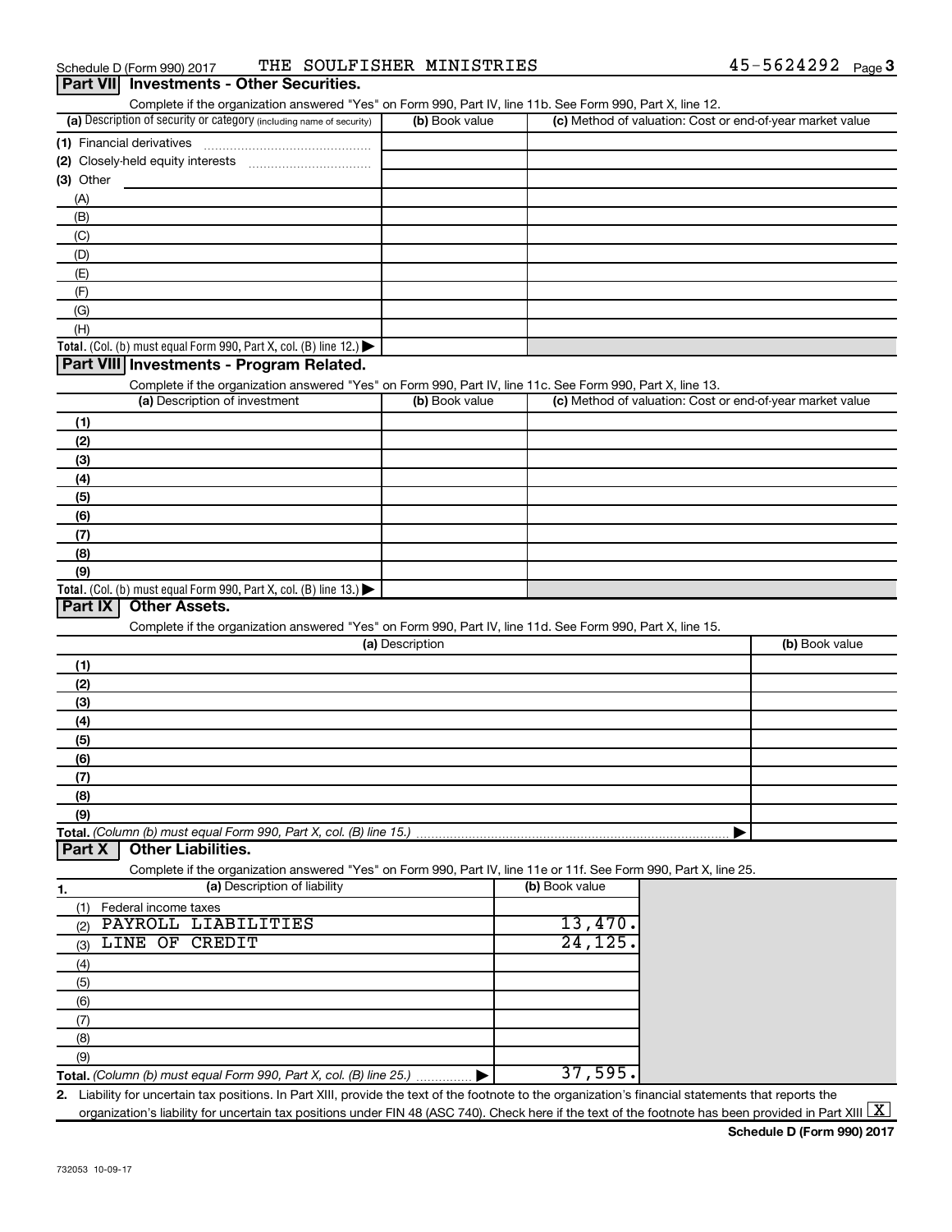Schedule D (Form 990) 2017 THE SOULFISHER MINISTRIES 45-5624292

## Part VII Investments - Other Securities.

Complete if the organization answered "Yes" on Form 990, Part IV, line 11b. See Form 990, Part X, line 12.

| (a) Description of security or category (including name of security) | (b) Book value | (c) Method of valuation: Cost or end-of-year market value |
|---|---|---|
| (1) Financial derivatives | | |
| (2) Closely-held equity interests | | |
| (3) Other | | |
| (A) | | |
| (B) | | |
| (C) | | |
| (D) | | |
| (E) | | |
| (F) | | |
| (G) | | |
| (H) | | |
| **Total.** (Col. (b) must equal Form 990, Part X, col. (B) line 12.) | | |

## Part VIII Investments - Program Related.

Complete if the organization answered "Yes" on Form 990, Part IV, line 11c. See Form 990, Part X, line 13.

| (a) Description of investment | (b) Book value | (c) Method of valuation: Cost or end-of-year market value |
|---|---|---|
| (1) | | |
| (2) | | |
| (3) | | |
| (4) | | |
| (5) | | |
| (6) | | |
| (7) | | |
| (8) | | |
| (9) | | |
| **Total.** (Col. (b) must equal Form 990, Part X, col. (B) line 13.) | | |

## Part IX Other Assets.

Complete if the organization answered "Yes" on Form 990, Part IV, line 11d. See Form 990, Part X, line 15.

| (a) Description | (b) Book value |
|---|---|
| (1) | |
| (2) | |
| (3) | |
| (4) | |
| (5) | |
| (6) | |
| (7) | |
| (8) | |
| (9) | |
| **Total.** *(Column (b) must equal Form 990, Part X, col. (B) line 15.)* | |

## Part X Other Liabilities.

Complete if the organization answered "Yes" on Form 990, Part IV, line 11e or 11f. See Form 990, Part X, line 25.

| 1. (a) Description of liability | (b) Book value |
|---|---|
| (1) Federal income taxes | |
| (2) PAYROLL LIABILITIES | 13,470. |
| (3) LINE OF CREDIT | 24,125. |
| (4) | |
| (5) | |
| (6) | |
| (7) | |
| (8) | |
| (9) | |
| **Total.** *(Column (b) must equal Form 990, Part X, col. (B) line 25.)* | 37,595. |

2. Liability for uncertain tax positions. In Part XIII, provide the text of the footnote to the organization's financial statements that reports the organization's liability for uncertain tax positions under FIN 48 (ASC 740). Check here if the text of the footnote has been provided in Part XIII [X]

**Schedule D (Form 990) 2017**

732053 10-09-17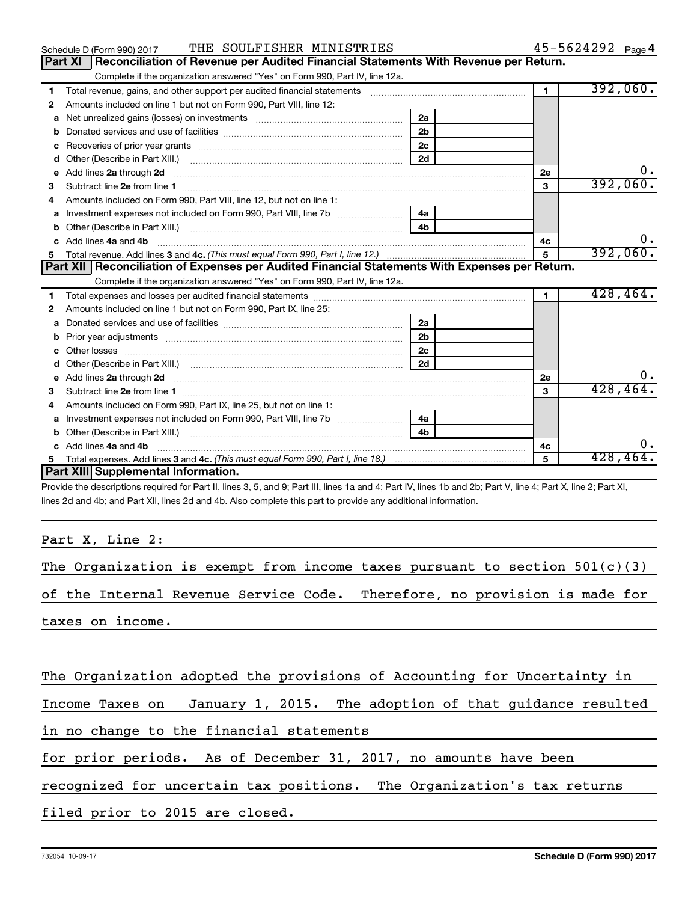Schedule D (Form 990) 2017 THE SOULFISHER MINISTRIES 45-5624292 Page 4

## Part XI Reconciliation of Revenue per Audited Financial Statements With Revenue per Return.

Complete if the organization answered "Yes" on Form 990, Part IV, line 12a.

| | | | | | |
|---|---|---|---|---|---|
| 1 | Total revenue, gains, and other support per audited financial statements | | | 1 | 392,060. |
| 2 | Amounts included on line 1 but not on Form 990, Part VIII, line 12: | | | | |
| a | Net unrealized gains (losses) on investments | 2a | | | |
| b | Donated services and use of facilities | 2b | | | |
| c | Recoveries of prior year grants | 2c | | | |
| d | Other (Describe in Part XIII.) | 2d | | | |
| e | Add lines 2a through 2d | | | 2e | 0. |
| 3 | Subtract line 2e from line 1 | | | 3 | 392,060. |
| 4 | Amounts included on Form 990, Part VIII, line 12, but not on line 1: | | | | |
| a | Investment expenses not included on Form 990, Part VIII, line 7b | 4a | | | |
| b | Other (Describe in Part XIII.) | 4b | | | |
| c | Add lines 4a and 4b | | | 4c | 0. |
| 5 | Total revenue. Add lines 3 and 4c. *(This must equal Form 990, Part I, line 12.)* | | | 5 | 392,060. |

## Part XII Reconciliation of Expenses per Audited Financial Statements With Expenses per Return.

Complete if the organization answered "Yes" on Form 990, Part IV, line 12a.

| | | | | | |
|---|---|---|---|---|---|
| 1 | Total expenses and losses per audited financial statements | | | 1 | 428,464. |
| 2 | Amounts included on line 1 but not on Form 990, Part IX, line 25: | | | | |
| a | Donated services and use of facilities | 2a | | | |
| b | Prior year adjustments | 2b | | | |
| c | Other losses | 2c | | | |
| d | Other (Describe in Part XIII.) | 2d | | | |
| e | Add lines 2a through 2d | | | 2e | 0. |
| 3 | Subtract line 2e from line 1 | | | 3 | 428,464. |
| 4 | Amounts included on Form 990, Part IX, line 25, but not on line 1: | | | | |
| a | Investment expenses not included on Form 990, Part VIII, line 7b | 4a | | | |
| b | Other (Describe in Part XIII.) | 4b | | | |
| c | Add lines 4a and 4b | | | 4c | 0. |
| 5 | Total expenses. Add lines 3 and 4c. *(This must equal Form 990, Part I, line 18.)* | | | 5 | 428,464. |

## Part XIII Supplemental Information.

Provide the descriptions required for Part II, lines 3, 5, and 9; Part III, lines 1a and 4; Part IV, lines 1b and 2b; Part V, line 4; Part X, line 2; Part XI, lines 2d and 4b; and Part XII, lines 2d and 4b. Also complete this part to provide any additional information.

Part X, Line 2:

The Organization is exempt from income taxes pursuant to section 501(c)(3) of the Internal Revenue Service Code. Therefore, no provision is made for taxes on income.

The Organization adopted the provisions of Accounting for Uncertainty in Income Taxes on January 1, 2015. The adoption of that guidance resulted in no change to the financial statements for prior periods. As of December 31, 2017, no amounts have been recognized for uncertain tax positions. The Organization's tax returns filed prior to 2015 are closed.

732054 10-09-17 Schedule D (Form 990) 2017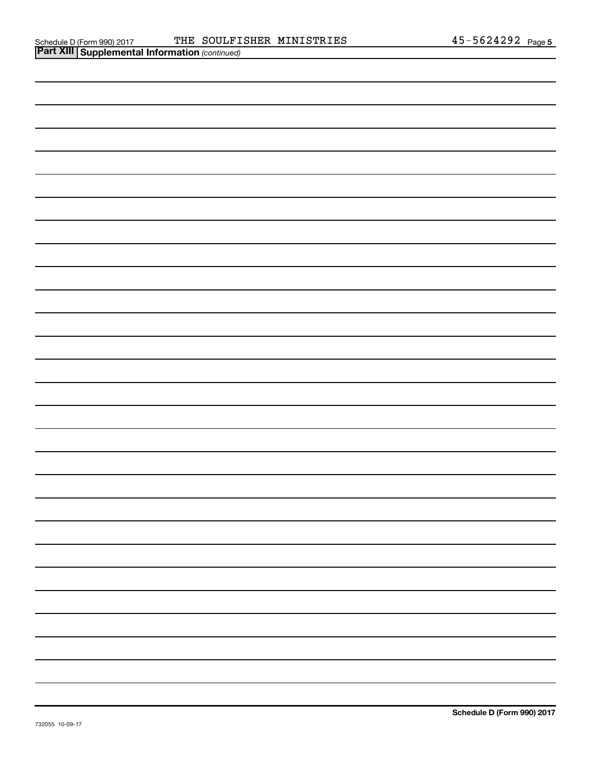Schedule D (Form 990) 2017 THE SOULFISHER MINISTRIES 45-5624292 Page 5

## Part XIII Supplemental Information *(continued)*

Schedule D (Form 990) 2017

732055 10-09-17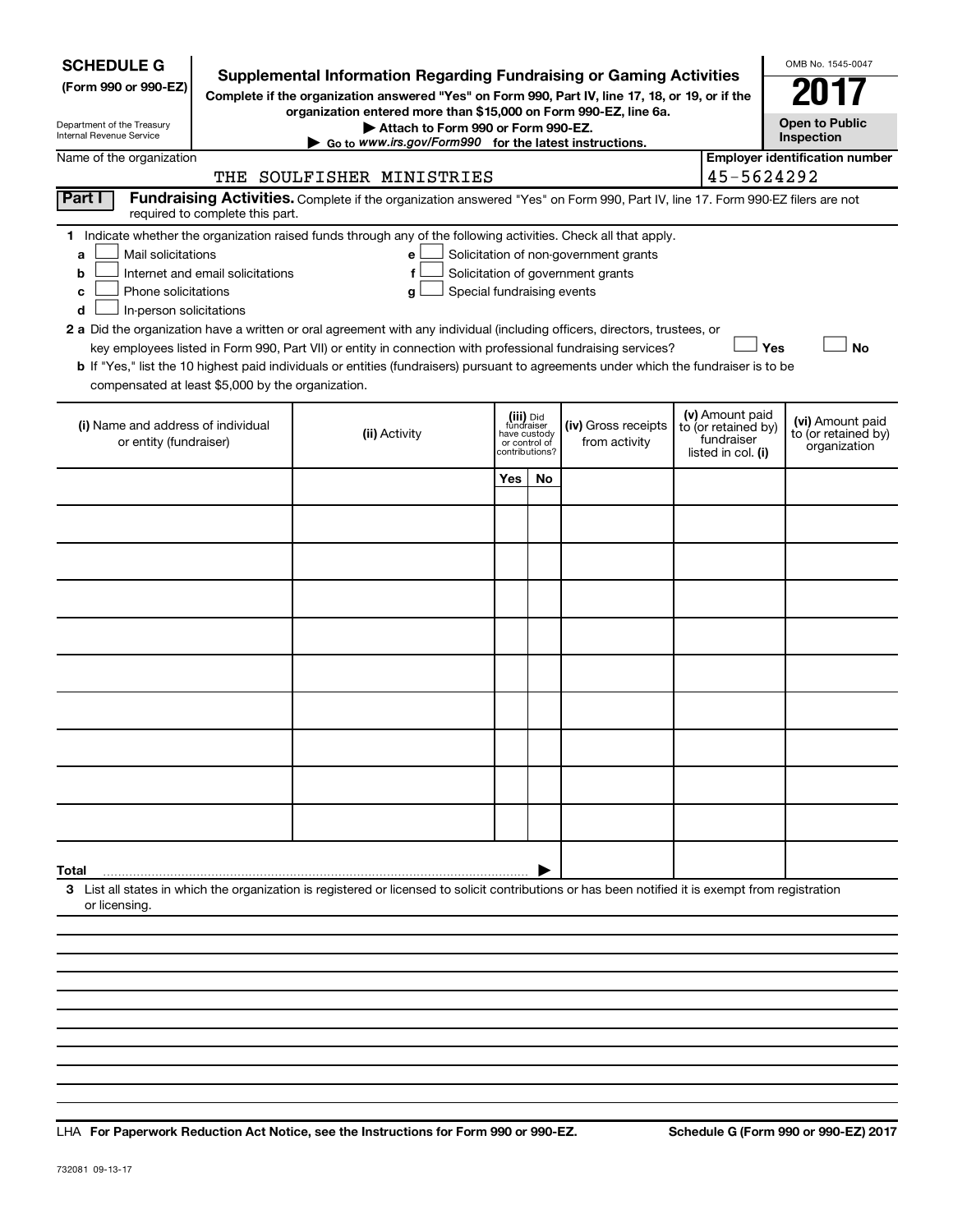**SCHEDULE G**
**(Form 990 or 990-EZ)**

Department of the Treasury
Internal Revenue Service

# Supplemental Information Regarding Fundraising or Gaming Activities

**Complete if the organization answered "Yes" on Form 990, Part IV, line 17, 18, or 19, or if the organization entered more than $15,000 on Form 990-EZ, line 6a.**

▶ **Attach to Form 990 or Form 990-EZ.**

▶ Go to *www.irs.gov/Form990* for the latest instructions.

OMB No. 1545-0047

**2017**

**Open to Public Inspection**

Name of the organization: THE SOULFISHER MINISTRIES

**Employer identification number:** 45-5624292

**Part I** **Fundraising Activities.** Complete if the organization answered "Yes" on Form 990, Part IV, line 17. Form 990-EZ filers are not required to complete this part.

**1** Indicate whether the organization raised funds through any of the following activities. Check all that apply.

- **a** ☐ Mail solicitations
- **b** ☐ Internet and email solicitations
- **c** ☐ Phone solicitations
- **d** ☐ In-person solicitations
- **e** ☐ Solicitation of non-government grants
- **f** ☐ Solicitation of government grants
- **g** ☐ Special fundraising events

**2 a** Did the organization have a written or oral agreement with any individual (including officers, directors, trustees, or key employees listed in Form 990, Part VII) or entity in connection with professional fundraising services? ☐ **Yes** ☐ **No**

**b** If "Yes," list the 10 highest paid individuals or entities (fundraisers) pursuant to agreements under which the fundraiser is to be compensated at least $5,000 by the organization.

| (i) Name and address of individual or entity (fundraiser) | (ii) Activity | (iii) Did fundraiser have custody or control of contributions? | | (iv) Gross receipts from activity | (v) Amount paid to (or retained by) fundraiser listed in col. (i) | (vi) Amount paid to (or retained by) organization |
|---|---|---|---|---|---|---|
| | | Yes | No | | | |
| | | | | | | |
| | | | | | | |
| | | | | | | |
| | | | | | | |
| | | | | | | |
| | | | | | | |
| | | | | | | |
| | | | | | | |
| | | | | | | |
| | | | | | | |
| **Total** ▶ | | | | | | |

**3** List all states in which the organization is registered or licensed to solicit contributions or has been notified it is exempt from registration or licensing.

LHA **For Paperwork Reduction Act Notice, see the Instructions for Form 990 or 990-EZ.** **Schedule G (Form 990 or 990-EZ) 2017**

732081 09-13-17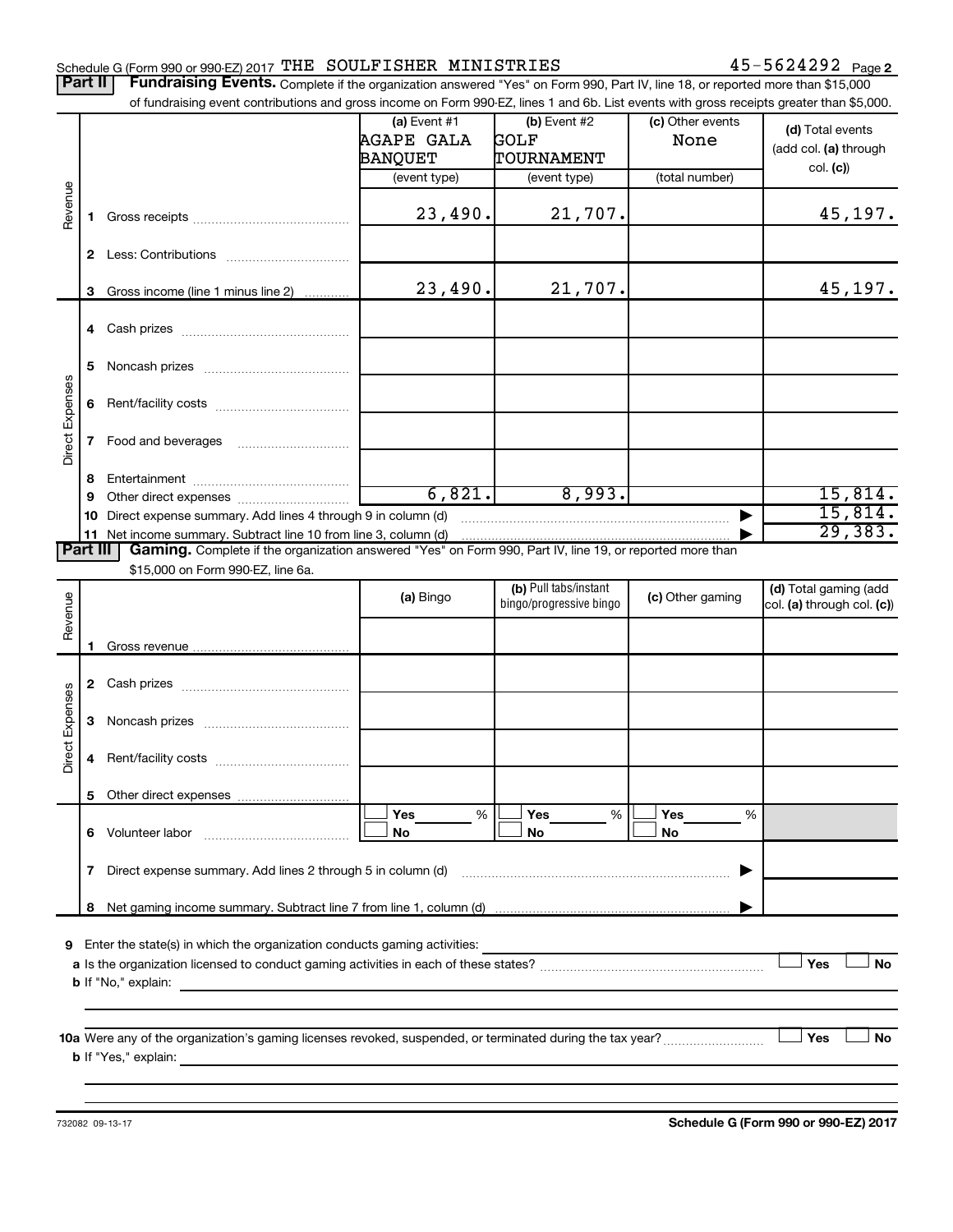Schedule G (Form 990 or 990-EZ) 2017 THE SOULFISHER MINISTRIES 45-5624292 Page 2

**Part II** **Fundraising Events.** Complete if the organization answered "Yes" on Form 990, Part IV, line 18, or reported more than $15,000 of fundraising event contributions and gross income on Form 990-EZ, lines 1 and 6b. List events with gross receipts greater than $5,000.

| | | (a) Event #1 AGAPE GALA BANQUET (event type) | (b) Event #2 GOLF TOURNAMENT (event type) | (c) Other events None (total number) | (d) Total events (add col. (a) through col. (c)) |
|---|---|---|---|---|---|
| Revenue | 1 Gross receipts | 23,490. | 21,707. | | 45,197. |
| | 2 Less: Contributions | | | | |
| | 3 Gross income (line 1 minus line 2) | 23,490. | 21,707. | | 45,197. |
| Direct Expenses | 4 Cash prizes | | | | |
| | 5 Noncash prizes | | | | |
| | 6 Rent/facility costs | | | | |
| | 7 Food and beverages | | | | |
| | 8 Entertainment | | | | |
| | 9 Other direct expenses | 6,821. | 8,993. | | 15,814. |
| | 10 Direct expense summary. Add lines 4 through 9 in column (d) | | | ▶ | 15,814. |
| | 11 Net income summary. Subtract line 10 from line 3, column (d) | | | ▶ | 29,383. |

**Part III** **Gaming.** Complete if the organization answered "Yes" on Form 990, Part IV, line 19, or reported more than $15,000 on Form 990-EZ, line 6a.

| | | (a) Bingo | (b) Pull tabs/instant bingo/progressive bingo | (c) Other gaming | (d) Total gaming (add col. (a) through col. (c)) |
|---|---|---|---|---|---|
| Revenue | 1 Gross revenue | | | | |
| Direct Expenses | 2 Cash prizes | | | | |
| | 3 Noncash prizes | | | | |
| | 4 Rent/facility costs | | | | |
| | 5 Other direct expenses | | | | |
| | 6 Volunteer labor | ☐ Yes ___ % ☐ No | ☐ Yes ___ % ☐ No | ☐ Yes ___ % ☐ No | |
| | 7 Direct expense summary. Add lines 2 through 5 in column (d) | | | ▶ | |
| | 8 Net gaming income summary. Subtract line 7 from line 1, column (d) | | | ▶ | |

9 Enter the state(s) in which the organization conducts gaming activities: ______

a Is the organization licensed to conduct gaming activities in each of these states? ☐ Yes ☐ No

b If "No," explain: ______

10a Were any of the organization's gaming licenses revoked, suspended, or terminated during the tax year? ☐ Yes ☐ No

b If "Yes," explain: ______

732082 09-13-17 **Schedule G (Form 990 or 990-EZ) 2017**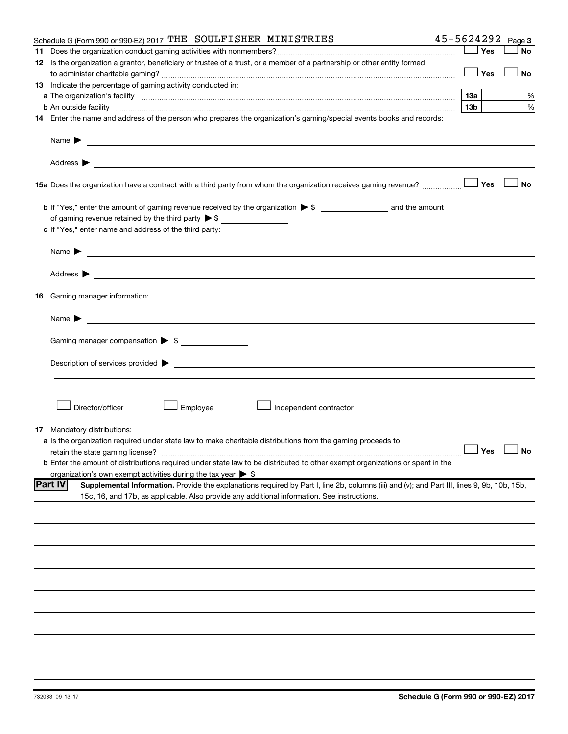Schedule G (Form 990 or 990-EZ) 2017 THE SOULFISHER MINISTRIES 45-5624292 Page 3

**11** Does the organization conduct gaming activities with nonmembers? ☐ Yes ☐ No

**12** Is the organization a grantor, beneficiary or trustee of a trust, or a member of a partnership or other entity formed to administer charitable gaming? ☐ Yes ☐ No

**13** Indicate the percentage of gaming activity conducted in:

**a** The organization's facility ..... **13a** %

**b** An outside facility ..... **13b** %

**14** Enter the name and address of the person who prepares the organization's gaming/special events books and records:

Name ▶

Address ▶

**15a** Does the organization have a contract with a third party from whom the organization receives gaming revenue? ☐ Yes ☐ No

**b** If "Yes," enter the amount of gaming revenue received by the organization ▶ $ ______ and the amount of gaming revenue retained by the third party ▶ $ ______

**c** If "Yes," enter name and address of the third party:

Name ▶

Address ▶

**16** Gaming manager information:

Name ▶

Gaming manager compensation ▶ $

Description of services provided ▶

☐ Director/officer ☐ Employee ☐ Independent contractor

**17** Mandatory distributions:

**a** Is the organization required under state law to make charitable distributions from the gaming proceeds to retain the state gaming license? ☐ Yes ☐ No

**b** Enter the amount of distributions required under state law to be distributed to other exempt organizations or spent in the organization's own exempt activities during the tax year ▶ $

**Part IV** **Supplemental Information.** Provide the explanations required by Part I, line 2b, columns (iii) and (v); and Part III, lines 9, 9b, 10b, 15b, 15c, 16, and 17b, as applicable. Also provide any additional information. See instructions.

732083 09-13-17 **Schedule G (Form 990 or 990-EZ) 2017**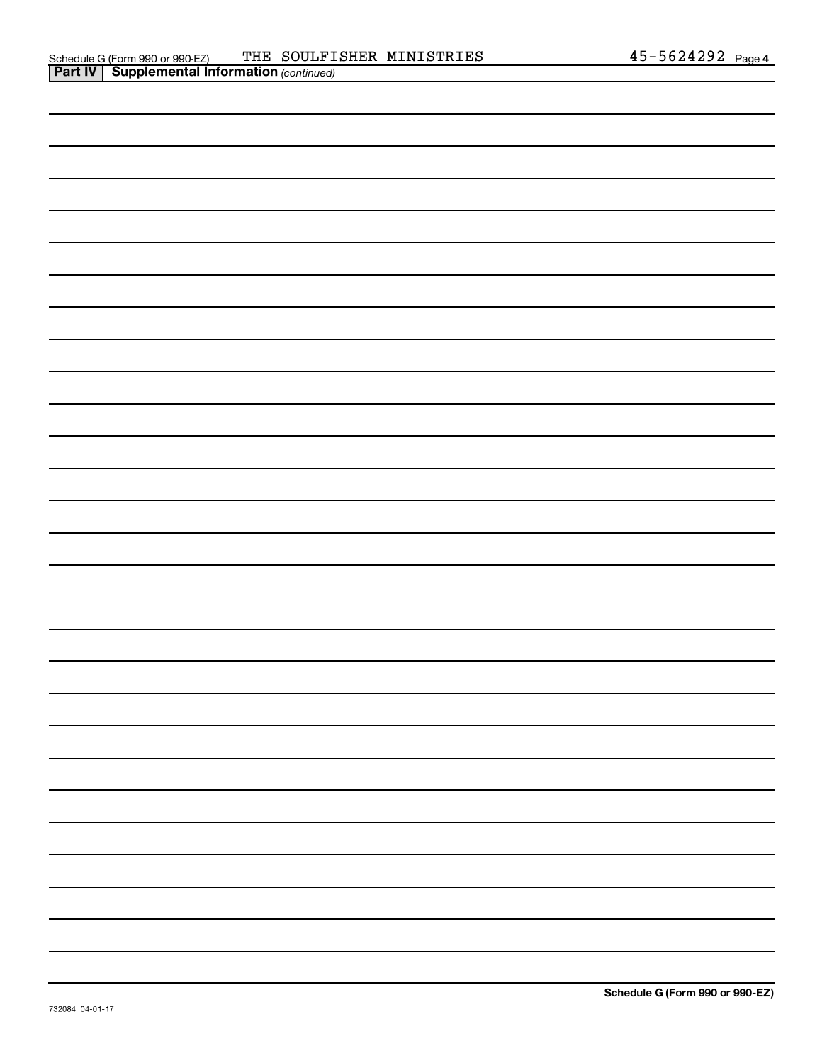Schedule G (Form 990 or 990-EZ) THE SOULFISHER MINISTRIES 45-5624292 Page 4

**Part IV | Supplemental Information** *(continued)*

**Schedule G (Form 990 or 990-EZ)**

732084 04-01-17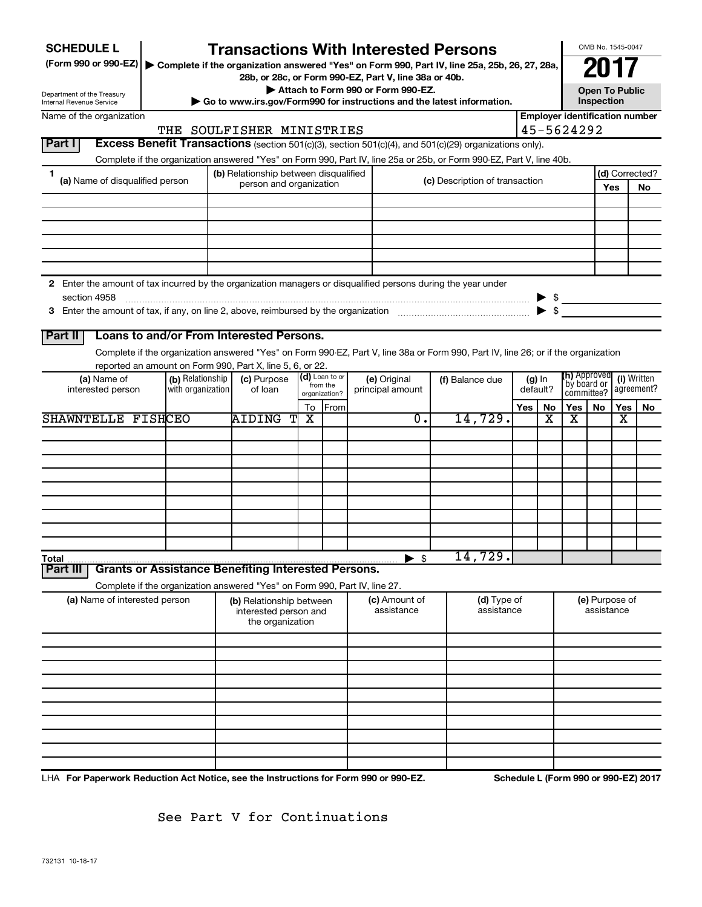**SCHEDULE L**
**(Form 990 or 990-EZ)**

Department of the Treasury
Internal Revenue Service

# Transactions With Interested Persons

▶ Complete if the organization answered "Yes" on Form 990, Part IV, line 25a, 25b, 26, 27, 28a, 28b, or 28c, or Form 990-EZ, Part V, line 38a or 40b.
▶ Attach to Form 990 or Form 990-EZ.
▶ Go to www.irs.gov/Form990 for instructions and the latest information.

OMB No. 1545-0047

**2017**

**Open To Public Inspection**

Name of the organization: THE SOULFISHER MINISTRIES

Employer identification number: 45-5624292

## Part I — Excess Benefit Transactions (section 501(c)(3), section 501(c)(4), and 501(c)(29) organizations only).

Complete if the organization answered "Yes" on Form 990, Part IV, line 25a or 25b, or Form 990-EZ, Part V, line 40b.

| 1 (a) Name of disqualified person | (b) Relationship between disqualified person and organization | (c) Description of transaction | (d) Corrected? Yes | No |
|---|---|---|---|---|
| | | | | |
| | | | | |
| | | | | |
| | | | | |
| | | | | |
| | | | | |

2 Enter the amount of tax incurred by the organization managers or disqualified persons during the year under section 4958 ▶ $

3 Enter the amount of tax, if any, on line 2, above, reimbursed by the organization ▶ $

## Part II — Loans to and/or From Interested Persons.

Complete if the organization answered "Yes" on Form 990-EZ, Part V, line 38a or Form 990, Part IV, line 26; or if the organization reported an amount on Form 990, Part X, line 5, 6, or 22.

| (a) Name of interested person | (b) Relationship with organization | (c) Purpose of loan | (d) Loan to or from the organization? To | From | (e) Original principal amount | (f) Balance due | (g) In default? Yes | No | (h) Approved by board or committee? Yes | No | (i) Written agreement? Yes | No |
|---|---|---|---|---|---|---|---|---|---|---|---|---|
| SHAWNTELLE FISH | CEO | AIDING T | X | | 0. | 14,729. | | X | X | | X | |
| | | | | | | | | | | | | |
| | | | | | | | | | | | | |
| | | | | | | | | | | | | |
| | | | | | | | | | | | | |
| | | | | | | | | | | | | |
| | | | | | | | | | | | | |
| | | | | | | | | | | | | |
| | | | | | | | | | | | | |
| **Total** | | | | | ▶ $ | 14,729. | | | | | | |

## Part III — Grants or Assistance Benefiting Interested Persons.

Complete if the organization answered "Yes" on Form 990, Part IV, line 27.

| (a) Name of interested person | (b) Relationship between interested person and the organization | (c) Amount of assistance | (d) Type of assistance | (e) Purpose of assistance |
|---|---|---|---|---|
| | | | | |
| | | | | |
| | | | | |
| | | | | |
| | | | | |
| | | | | |
| | | | | |
| | | | | |
| | | | | |
| | | | | |

LHA **For Paperwork Reduction Act Notice, see the Instructions for Form 990 or 990-EZ.** **Schedule L (Form 990 or 990-EZ) 2017**

See Part V for Continuations

732131 10-18-17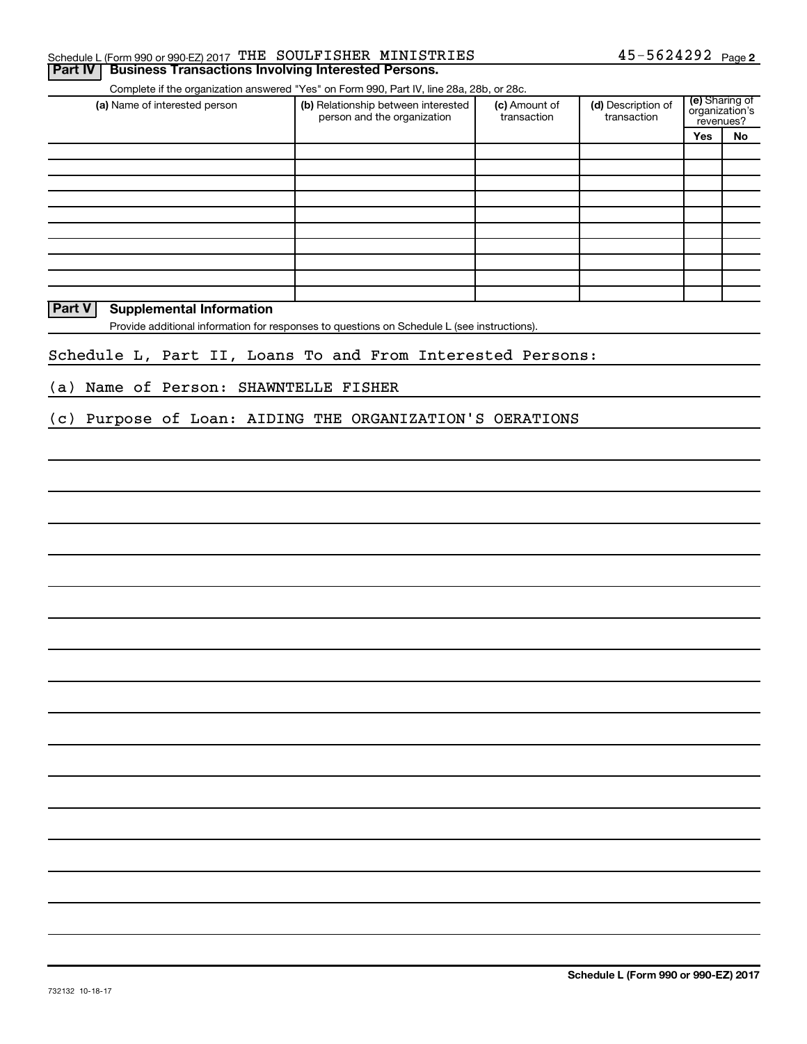Schedule L (Form 990 or 990-EZ) 2017 THE SOULFISHER MINISTRIES 45-5624292 Page 2

## Part IV Business Transactions Involving Interested Persons.

Complete if the organization answered "Yes" on Form 990, Part IV, line 28a, 28b, or 28c.

| (a) Name of interested person | (b) Relationship between interested person and the organization | (c) Amount of transaction | (d) Description of transaction | (e) Sharing of organization's revenues? | |
|---|---|---|---|---|---|
| | | | | Yes | No |
| | | | | | |
| | | | | | |
| | | | | | |
| | | | | | |
| | | | | | |
| | | | | | |
| | | | | | |
| | | | | | |
| | | | | | |
| | | | | | |

## Part V Supplemental Information

Provide additional information for responses to questions on Schedule L (see instructions).

Schedule L, Part II, Loans To and From Interested Persons:

(a) Name of Person: SHAWNTELLE FISHER

(c) Purpose of Loan: AIDING THE ORGANIZATION'S OERATIONS

732132 10-18-17

Schedule L (Form 990 or 990-EZ) 2017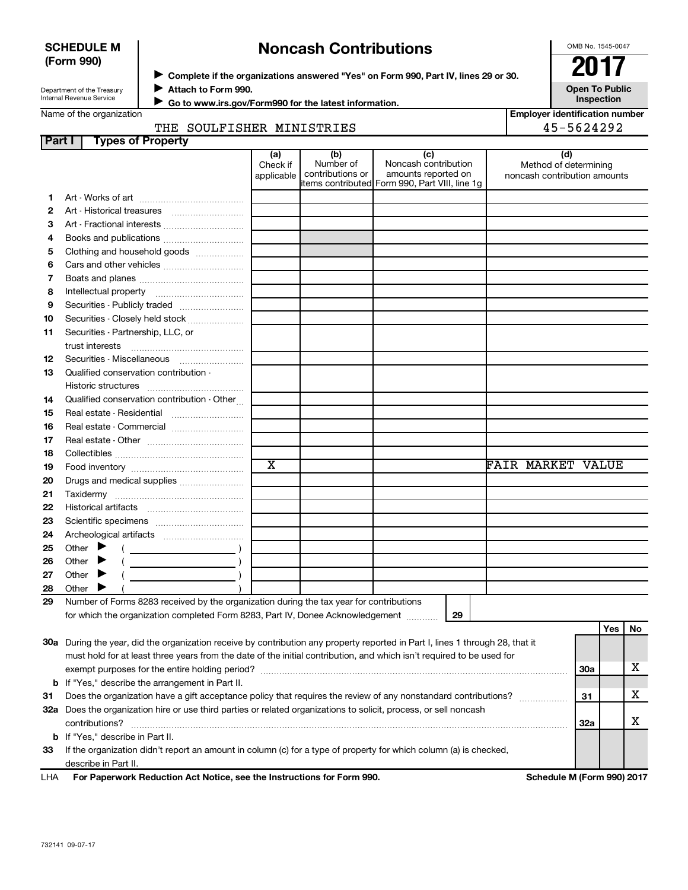**SCHEDULE M (Form 990)**

Department of the Treasury
Internal Revenue Service

# Noncash Contributions

▶ Complete if the organizations answered "Yes" on Form 990, Part IV, lines 29 or 30.
▶ Attach to Form 990.
▶ Go to www.irs.gov/Form990 for the latest information.

OMB No. 1545-0047

**2017**

**Open To Public Inspection**

Name of the organization: THE SOULFISHER MINISTRIES

Employer identification number: 45-5624292

## Part I Types of Property

| | | (a) Check if applicable | (b) Number of contributions or items contributed | (c) Noncash contribution amounts reported on Form 990, Part VIII, line 1g | (d) Method of determining noncash contribution amounts |
|---|---|---|---|---|---|
| 1 | Art - Works of art | | | | |
| 2 | Art - Historical treasures | | | | |
| 3 | Art - Fractional interests | | | | |
| 4 | Books and publications | | | | |
| 5 | Clothing and household goods | | | | |
| 6 | Cars and other vehicles | | | | |
| 7 | Boats and planes | | | | |
| 8 | Intellectual property | | | | |
| 9 | Securities - Publicly traded | | | | |
| 10 | Securities - Closely held stock | | | | |
| 11 | Securities - Partnership, LLC, or trust interests | | | | |
| 12 | Securities - Miscellaneous | | | | |
| 13 | Qualified conservation contribution - Historic structures | | | | |
| 14 | Qualified conservation contribution - Other | | | | |
| 15 | Real estate - Residential | | | | |
| 16 | Real estate - Commercial | | | | |
| 17 | Real estate - Other | | | | |
| 18 | Collectibles | | | | |
| 19 | Food inventory | X | | | FAIR MARKET VALUE |
| 20 | Drugs and medical supplies | | | | |
| 21 | Taxidermy | | | | |
| 22 | Historical artifacts | | | | |
| 23 | Scientific specimens | | | | |
| 24 | Archeological artifacts | | | | |
| 25 | Other ▶ ( ) | | | | |
| 26 | Other ▶ ( ) | | | | |
| 27 | Other ▶ ( ) | | | | |
| 28 | Other ▶ ( ) | | | | |

29 Number of Forms 8283 received by the organization during the tax year for contributions for which the organization completed Form 8283, Part IV, Donee Acknowledgement ..... 29

| | | | Yes | No |
|---|---|---|---|---|
| 30a | During the year, did the organization receive by contribution any property reported in Part I, lines 1 through 28, that it must hold for at least three years from the date of the initial contribution, and which isn't required to be used for exempt purposes for the entire holding period? | 30a | | X |
| b | If "Yes," describe the arrangement in Part II. | | | |
| 31 | Does the organization have a gift acceptance policy that requires the review of any nonstandard contributions? | 31 | | X |
| 32a | Does the organization hire or use third parties or related organizations to solicit, process, or sell noncash contributions? | 32a | | X |
| b | If "Yes," describe in Part II. | | | |
| 33 | If the organization didn't report an amount in column (c) for a type of property for which column (a) is checked, describe in Part II. | | | |

LHA **For Paperwork Reduction Act Notice, see the Instructions for Form 990.** **Schedule M (Form 990) 2017**

732141 09-07-17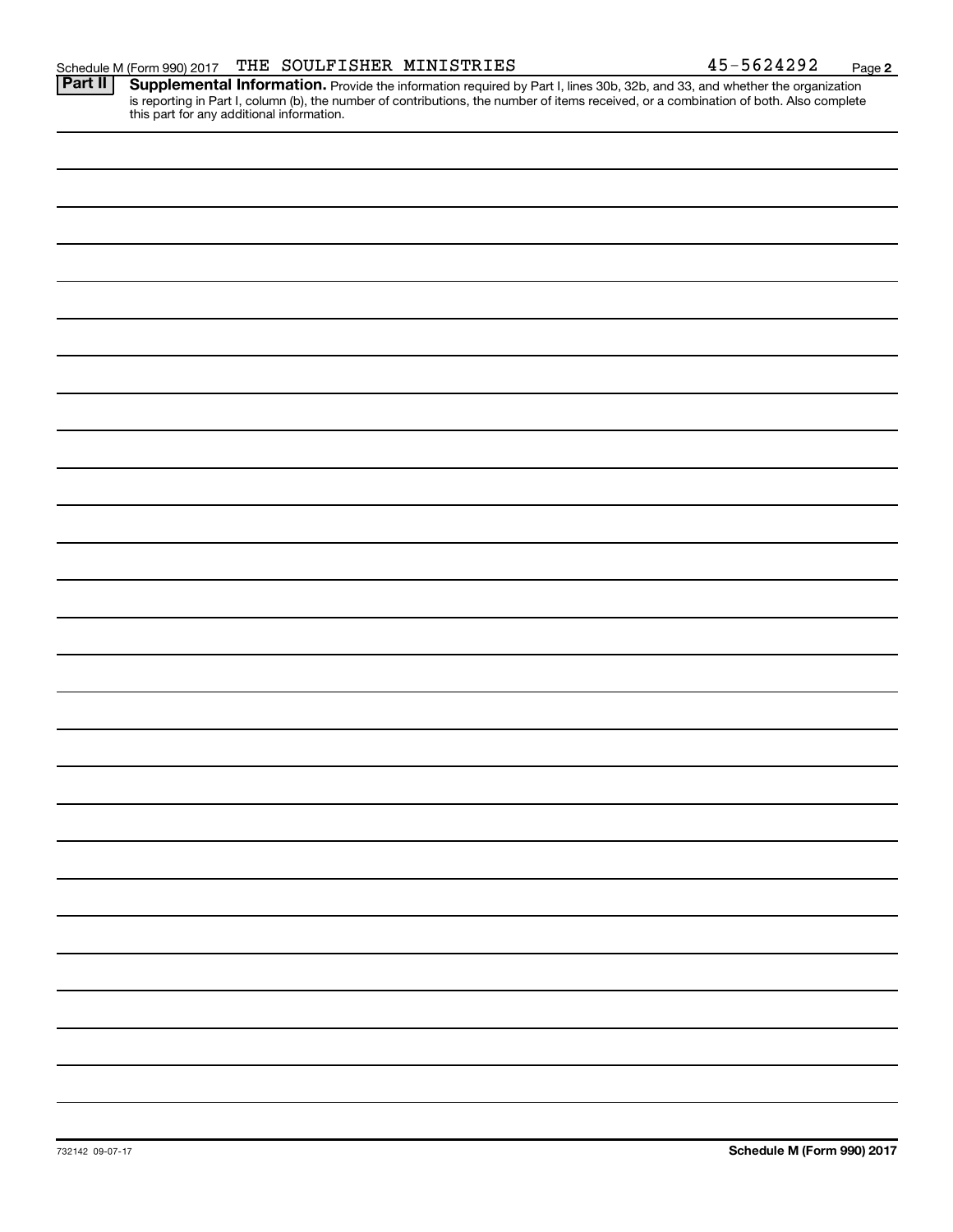Schedule M (Form 990) 2017 THE SOULFISHER MINISTRIES 45-5624292 Page 2

**Part II** **Supplemental Information.** Provide the information required by Part I, lines 30b, 32b, and 33, and whether the organization is reporting in Part I, column (b), the number of contributions, the number of items received, or a combination of both. Also complete this part for any additional information.

732142 09-07-17

**Schedule M (Form 990) 2017**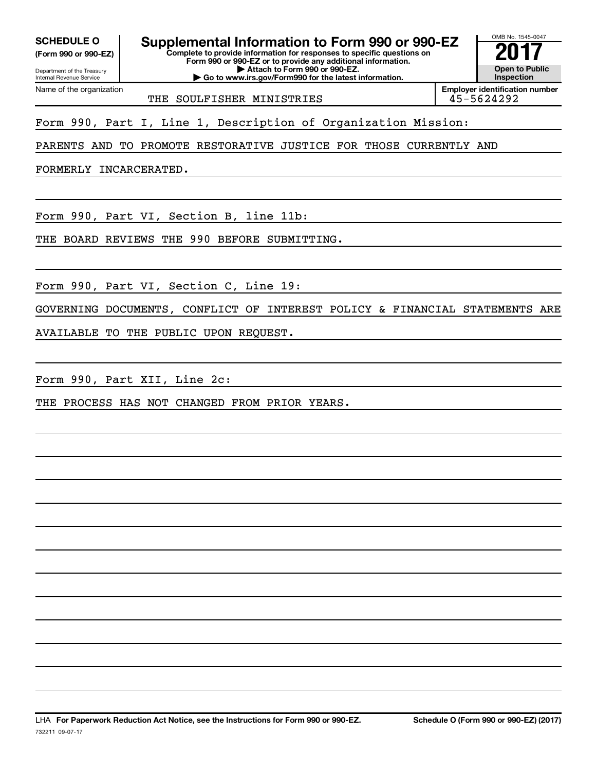**SCHEDULE O**
**(Form 990 or 990-EZ)**

Department of the Treasury
Internal Revenue Service

# Supplemental Information to Form 990 or 990-EZ

**Complete to provide information for responses to specific questions on Form 990 or 990-EZ or to provide any additional information.**
**▶ Attach to Form 990 or 990-EZ.**
**▶ Go to www.irs.gov/Form990 for the latest information.**

OMB No. 1545-0047

**2017**

**Open to Public Inspection**

| Name of the organization | Employer identification number |
|---|---|
| THE SOULFISHER MINISTRIES | 45-5624292 |

Form 990, Part I, Line 1, Description of Organization Mission:

PARENTS AND TO PROMOTE RESTORATIVE JUSTICE FOR THOSE CURRENTLY AND FORMERLY INCARCERATED.

Form 990, Part VI, Section B, line 11b:

THE BOARD REVIEWS THE 990 BEFORE SUBMITTING.

Form 990, Part VI, Section C, Line 19:

GOVERNING DOCUMENTS, CONFLICT OF INTEREST POLICY & FINANCIAL STATEMENTS ARE AVAILABLE TO THE PUBLIC UPON REQUEST.

Form 990, Part XII, Line 2c:

THE PROCESS HAS NOT CHANGED FROM PRIOR YEARS.

LHA **For Paperwork Reduction Act Notice, see the Instructions for Form 990 or 990-EZ.** **Schedule O (Form 990 or 990-EZ) (2017)**

732211 09-07-17